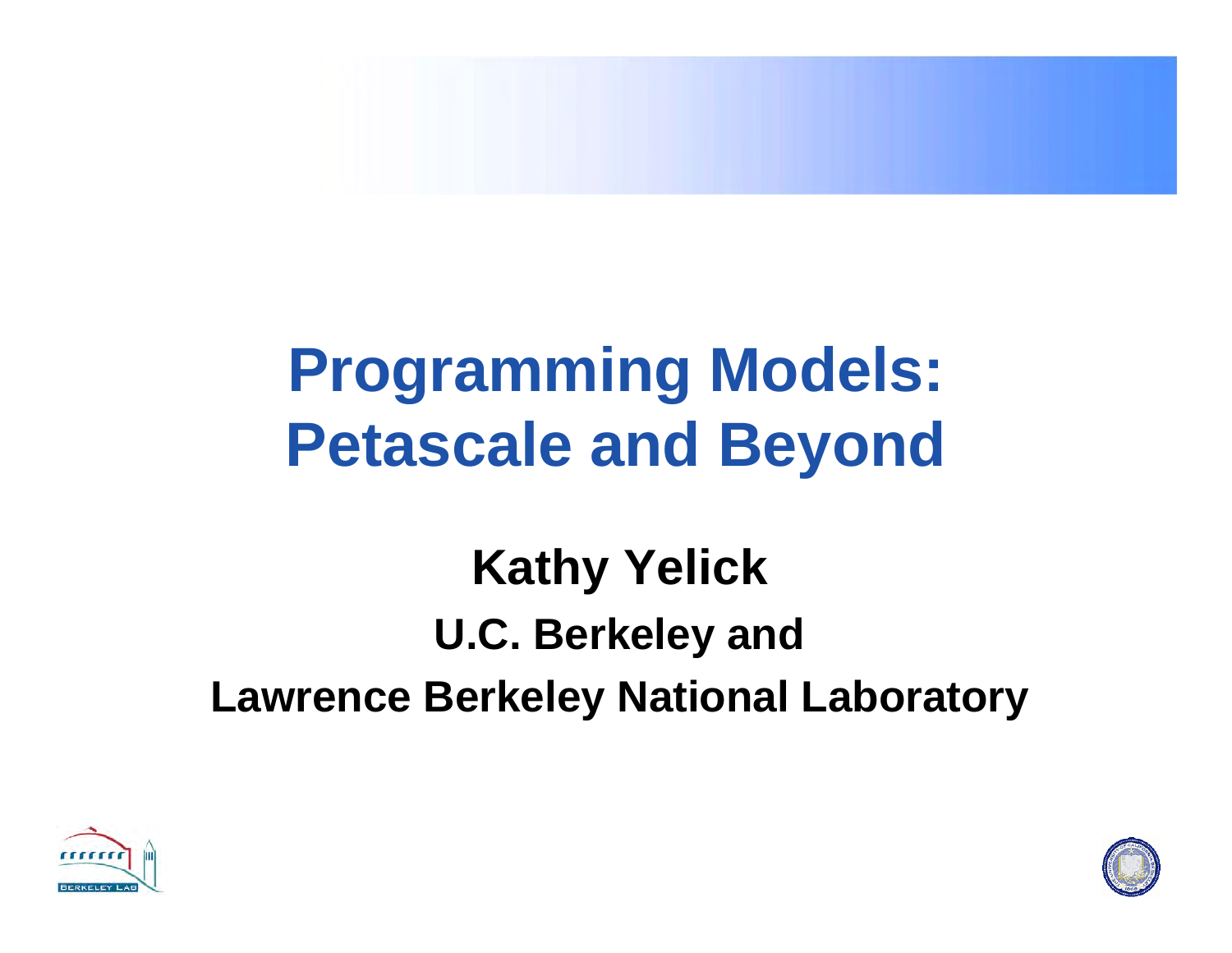# Programming Models: Petascale and Beyond

**Kathy Yelick**

**U.C. Berkeley and**

**Lawrence Berkeley National Laboratory**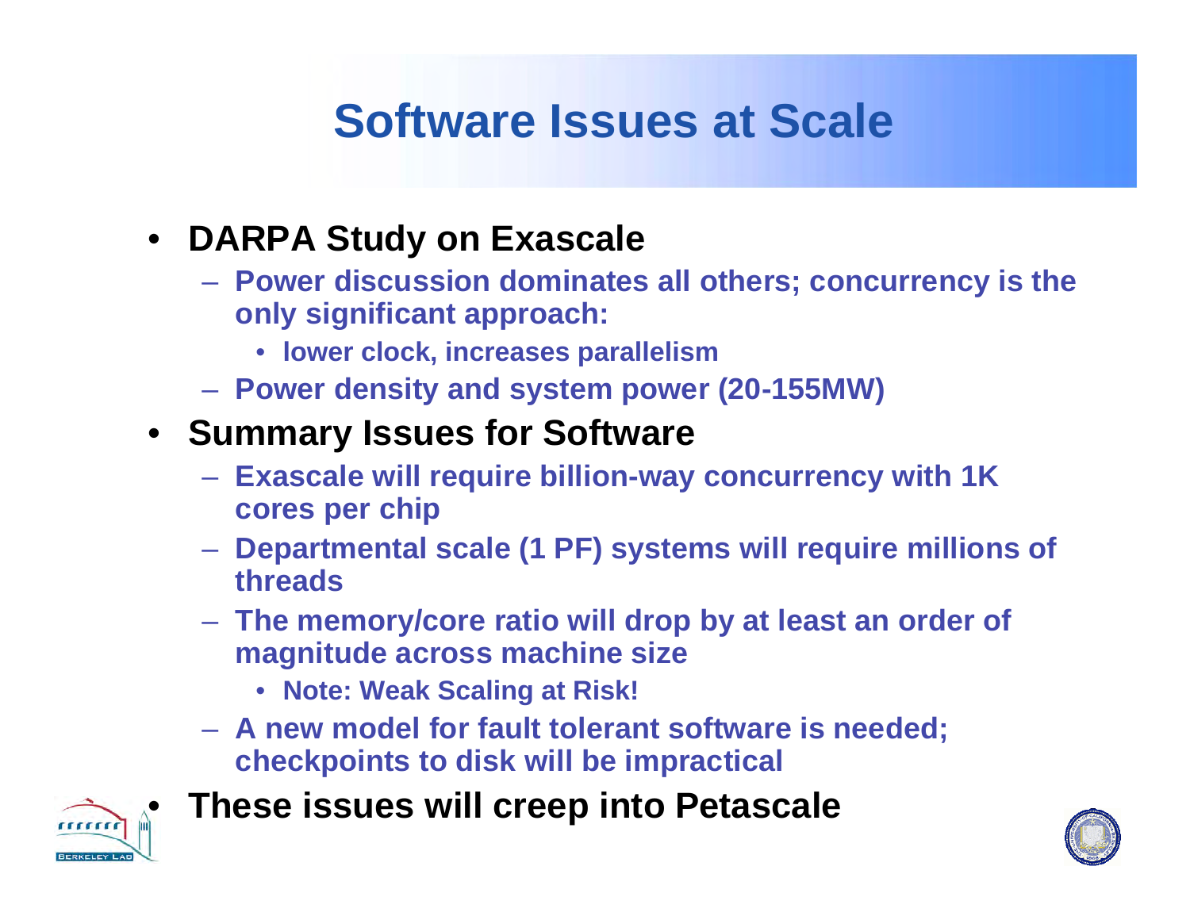# Software Issues at Scale

- **DARPA Study on Exascale**
  - **Power discussion dominates all others; concurrency is the only significant approach:**
    - **lower clock, increases parallelism**
  - **Power density and system power (20-155MW)**
- **Summary Issues for Software**
  - **Exascale will require billion-way concurrency with 1K cores per chip**
  - **Departmental scale (1 PF) systems will require millions of threads**
  - **The memory/core ratio will drop by at least an order of magnitude across machine size**
    - **Note: Weak Scaling at Risk!**
  - **A new model for fault tolerant software is needed; checkpoints to disk will be impractical**
- **These issues will creep into Petascale**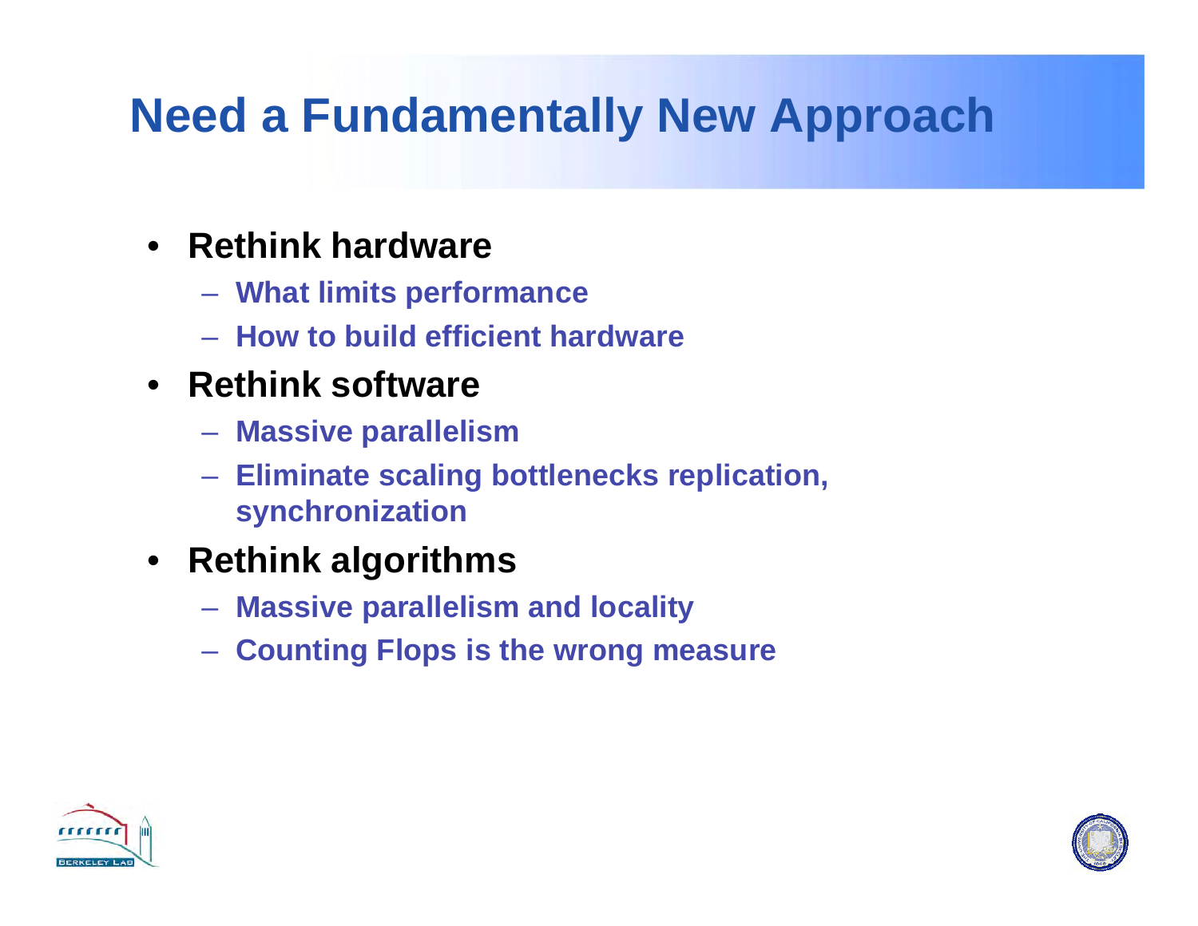# Need a Fundamentally New Approach

- **Rethink hardware**
  - **What limits performance**
  - **How to build efficient hardware**
- **Rethink software**
  - **Massive parallelism**
  - **Eliminate scaling bottlenecks replication, synchronization**
- **Rethink algorithms**
  - **Massive parallelism and locality**
  - **Counting Flops is the wrong measure**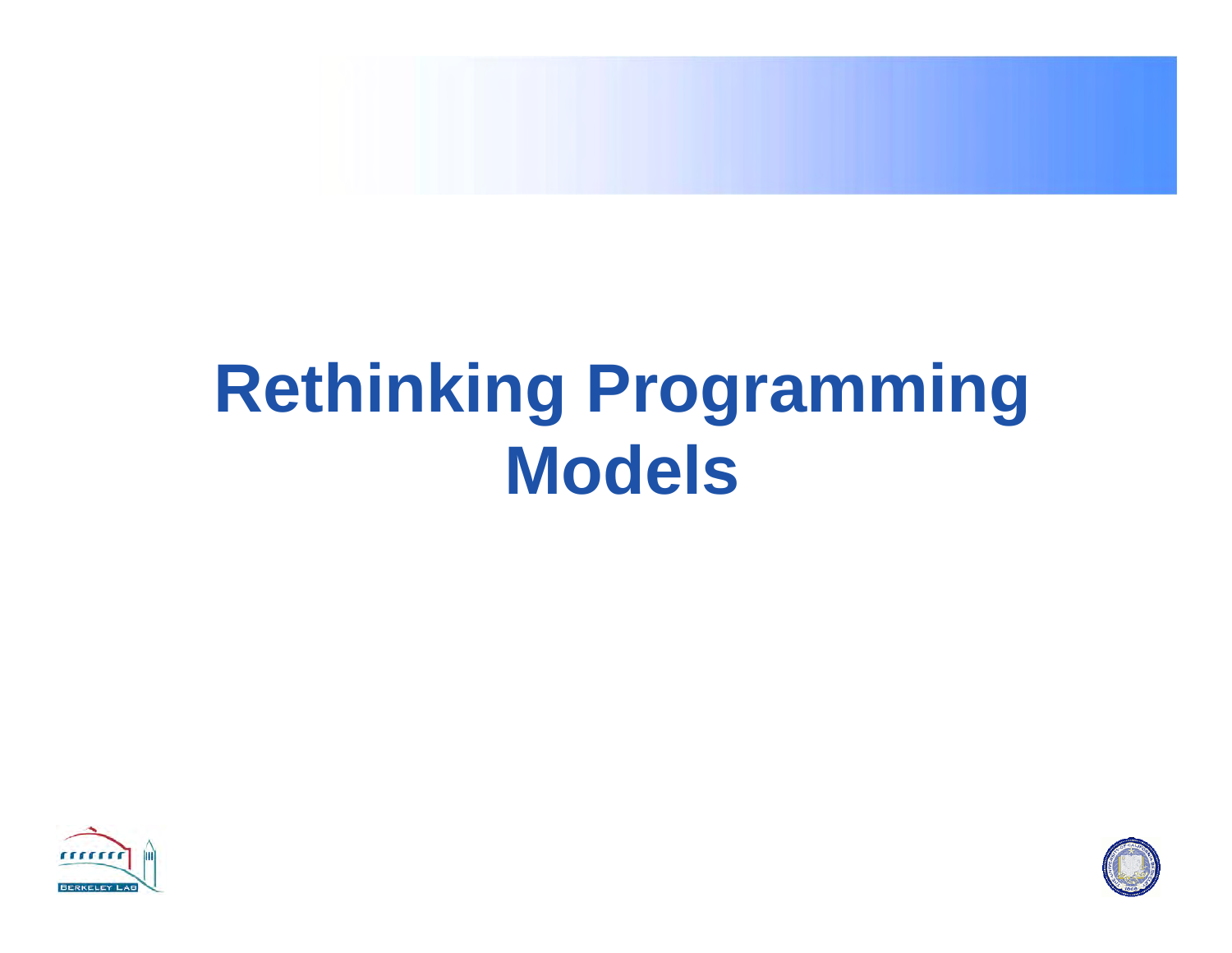# Rethinking Programming Models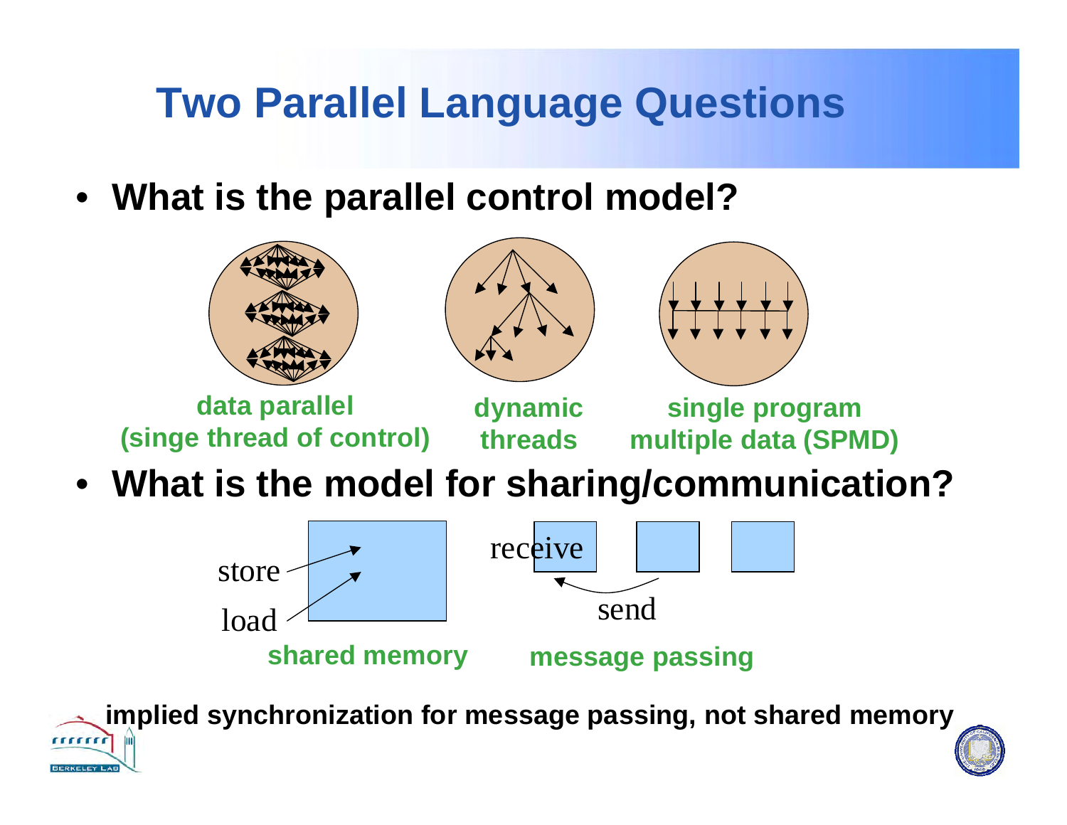# Two Parallel Language Questions

- **What is the parallel control model?**

data parallel (singe thread of control)

dynamic threads

single program multiple data (SPMD)

- **What is the model for sharing/communication?**

store

load

shared memory

receive

send

message passing

**implied synchronization for message passing, not shared memory**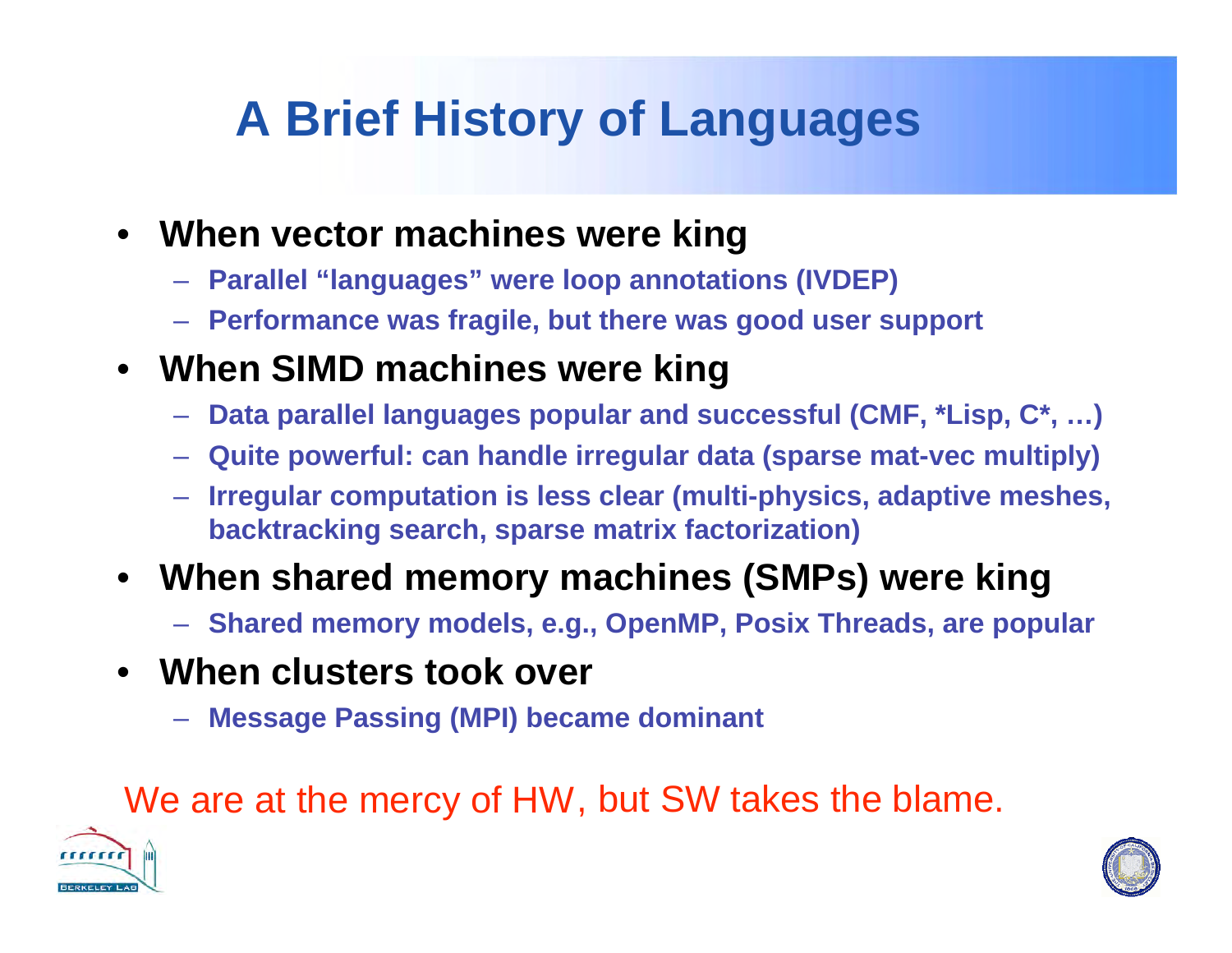# A Brief History of Languages

- **When vector machines were king**
  - **Parallel "languages" were loop annotations (IVDEP)**
  - **Performance was fragile, but there was good user support**
- **When SIMD machines were king**
  - **Data parallel languages popular and successful (CMF, *Lisp, C*, …)**
  - **Quite powerful: can handle irregular data (sparse mat-vec multiply)**
  - **Irregular computation is less clear (multi-physics, adaptive meshes, backtracking search, sparse matrix factorization)**
- **When shared memory machines (SMPs) were king**
  - **Shared memory models, e.g., OpenMP, Posix Threads, are popular**
- **When clusters took over**
  - **Message Passing (MPI) became dominant**

We are at the mercy of HW, but SW takes the blame.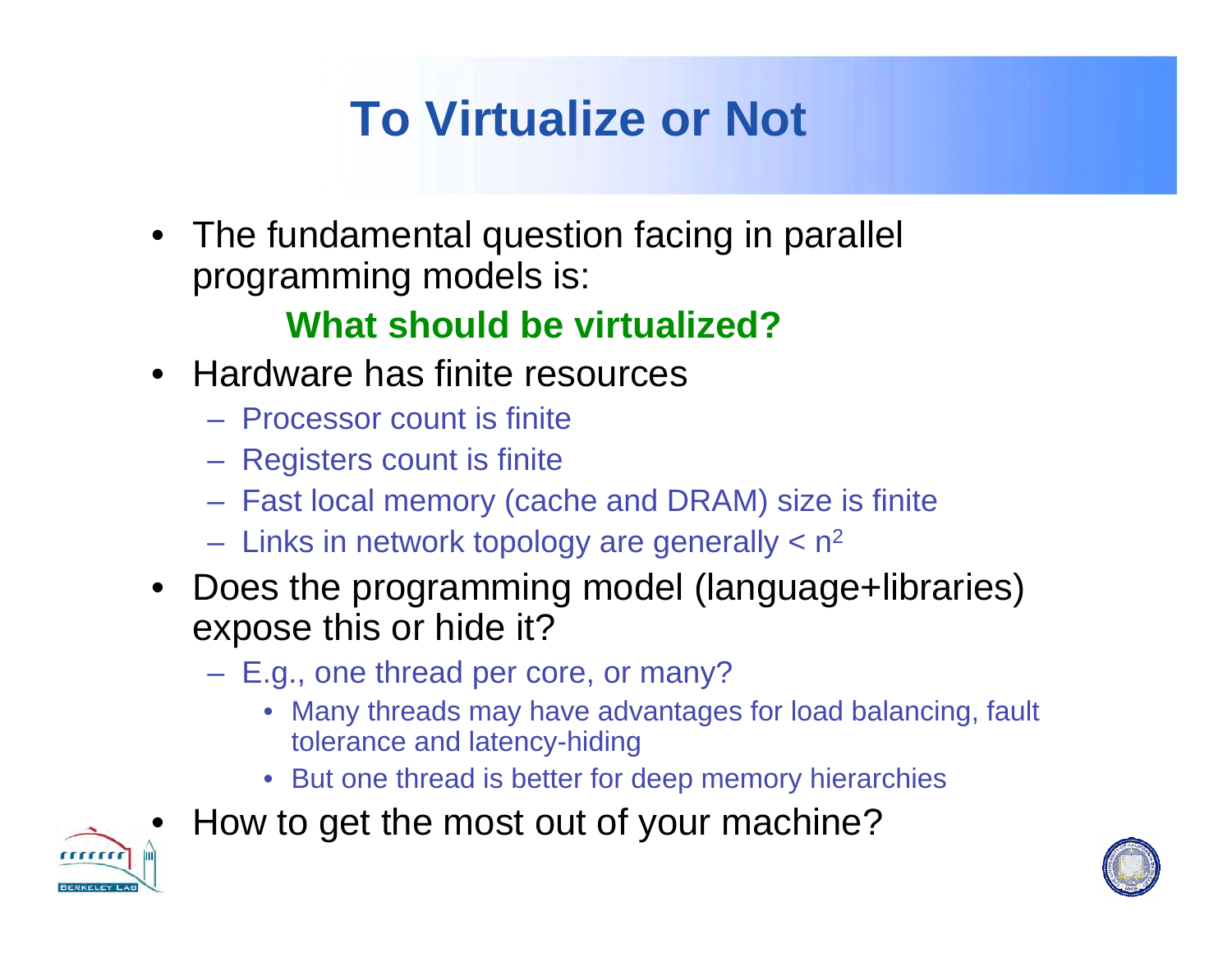# To Virtualize or Not

- The fundamental question facing in parallel programming models is:

  **What should be virtualized?**

- Hardware has finite resources
  - Processor count is finite
  - Registers count is finite
  - Fast local memory (cache and DRAM) size is finite
  - Links in network topology are generally < $n^2$
- Does the programming model (language+libraries) expose this or hide it?
  - E.g., one thread per core, or many?
    - Many threads may have advantages for load balancing, fault tolerance and latency-hiding
    - But one thread is better for deep memory hierarchies
- How to get the most out of your machine?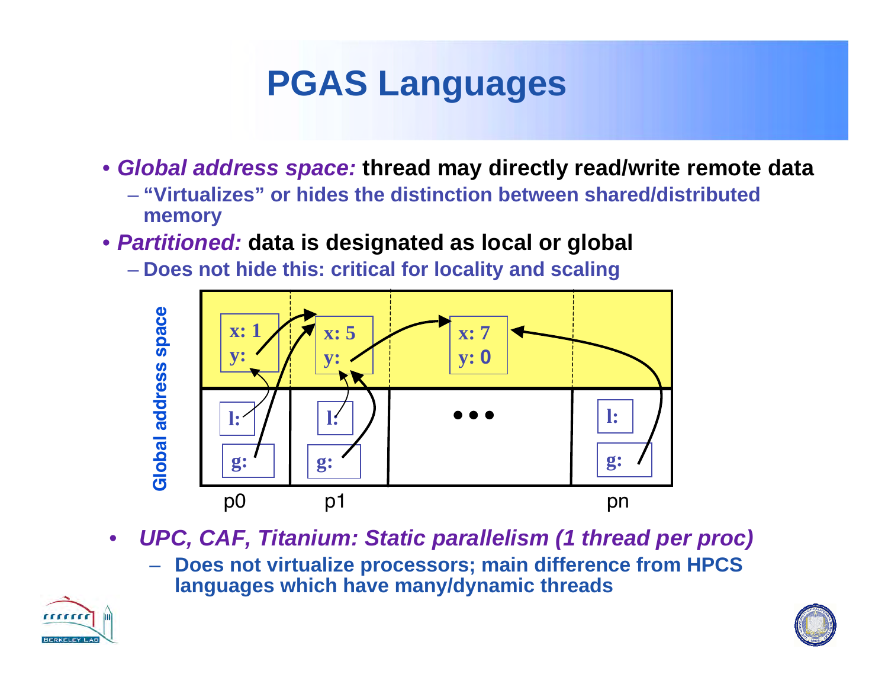# PGAS Languages

- ***Global address space:*** **thread may directly read/write remote data**
  - **"Virtualizes" or hides the distinction between shared/distributed memory**
- ***Partitioned:*** **data is designated as local or global**
  - **Does not hide this: critical for locality and scaling**

Global address space

| | p0 | p1 | ... | pn |
|---|---|---|---|---|
| Shared | x: 1, y: | x: 5, y: | x: 7, y: 0 | |
| Private | l:, g: | l:, g: | | l:, g: |

- ***UPC, CAF, Titanium: Static parallelism (1 thread per proc)***
  - **Does not virtualize processors; main difference from HPCS languages which have many/dynamic threads**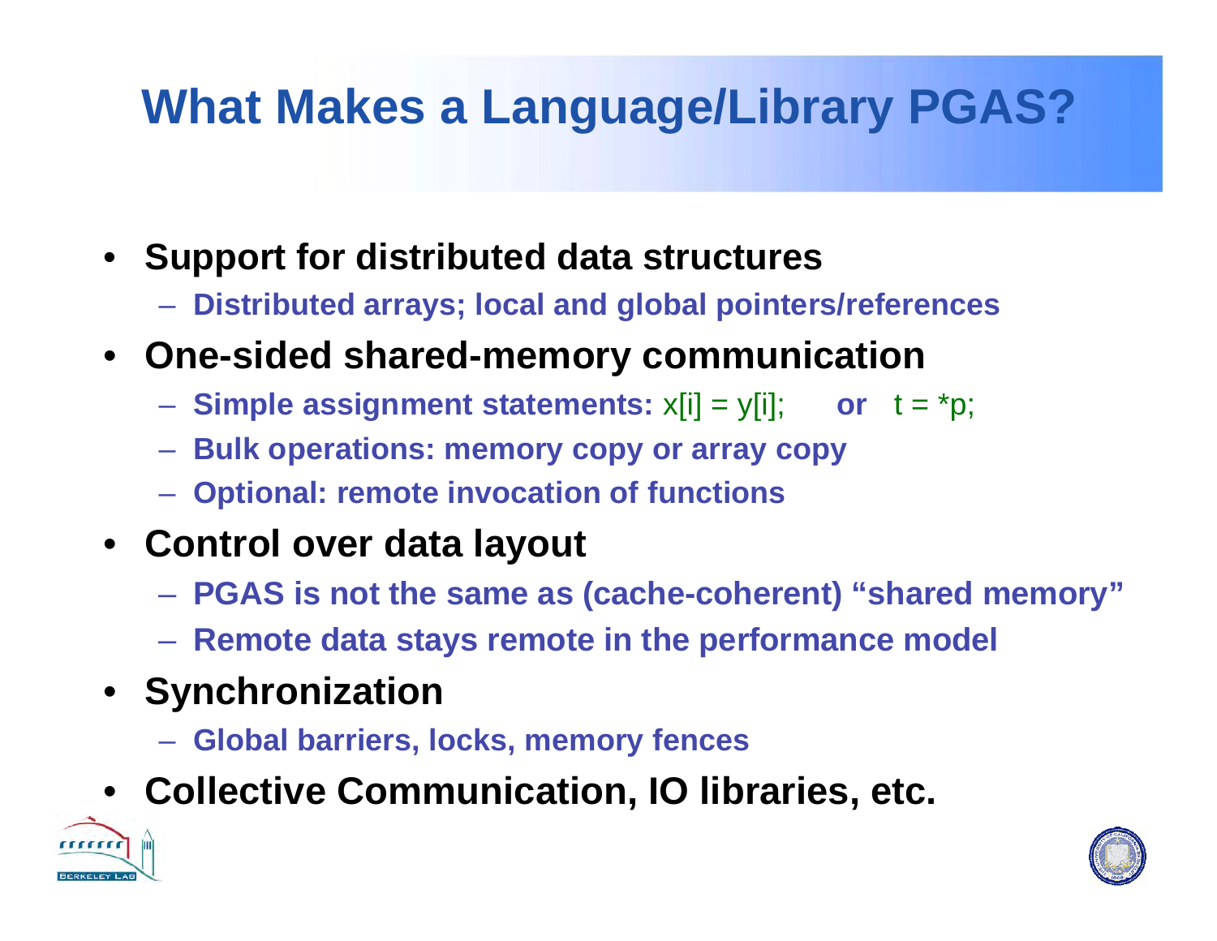# What Makes a Language/Library PGAS?

- **Support for distributed data structures**
  - **Distributed arrays; local and global pointers/references**
- **One-sided shared-memory communication**
  - **Simple assignment statements:** `x[i] = y[i];` **or** `t = *p;`
  - **Bulk operations: memory copy or array copy**
  - **Optional: remote invocation of functions**
- **Control over data layout**
  - **PGAS is not the same as (cache-coherent) "shared memory"**
  - **Remote data stays remote in the performance model**
- **Synchronization**
  - **Global barriers, locks, memory fences**
- **Collective Communication, IO libraries, etc.**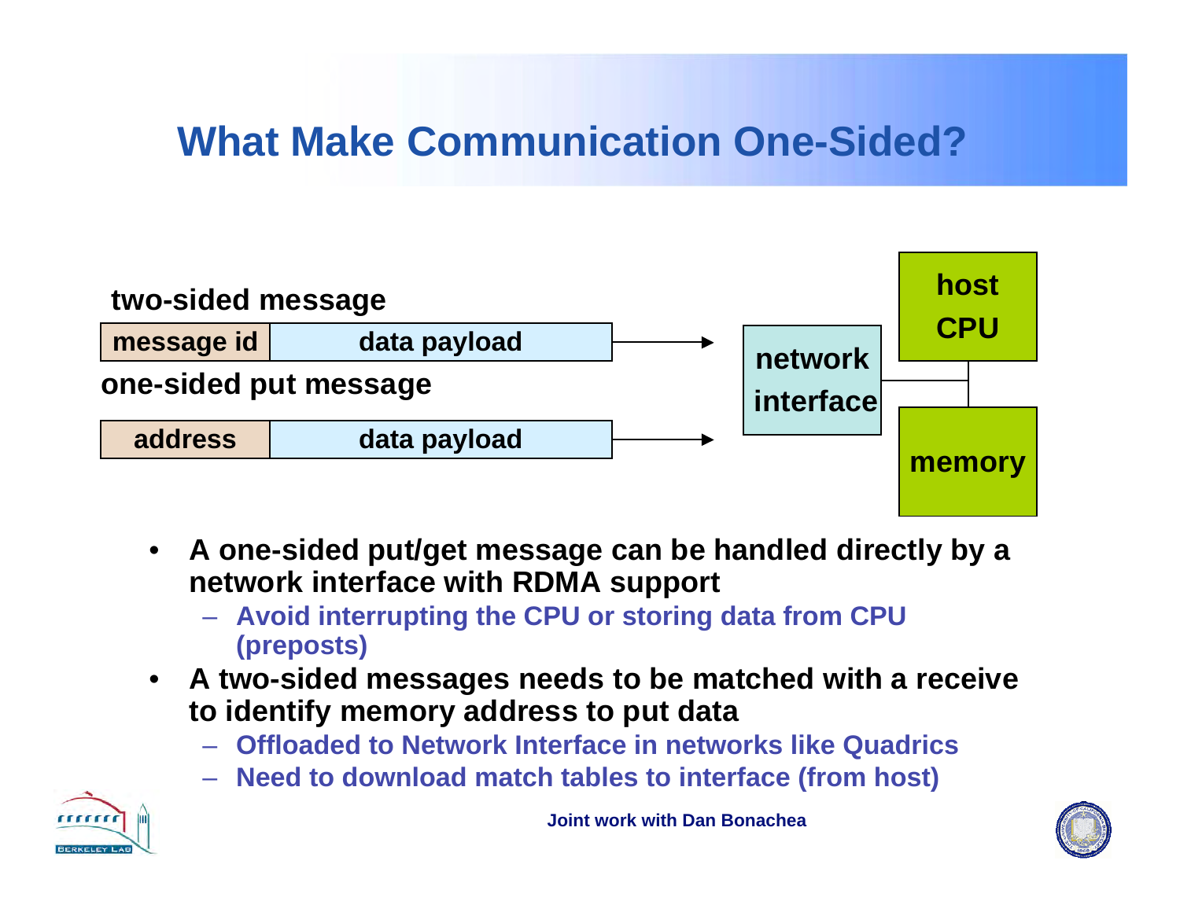# What Make Communication One-Sided?

two-sided message

| message id | data payload |
|---|---|

one-sided put message

| address | data payload |
|---|---|

network interface

host CPU

memory

- **A one-sided put/get message can be handled directly by a network interface with RDMA support**
  - Avoid interrupting the CPU or storing data from CPU (preposts)
- **A two-sided messages needs to be matched with a receive to identify memory address to put data**
  - Offloaded to Network Interface in networks like Quadrics
  - Need to download match tables to interface (from host)

Joint work with Dan Bonachea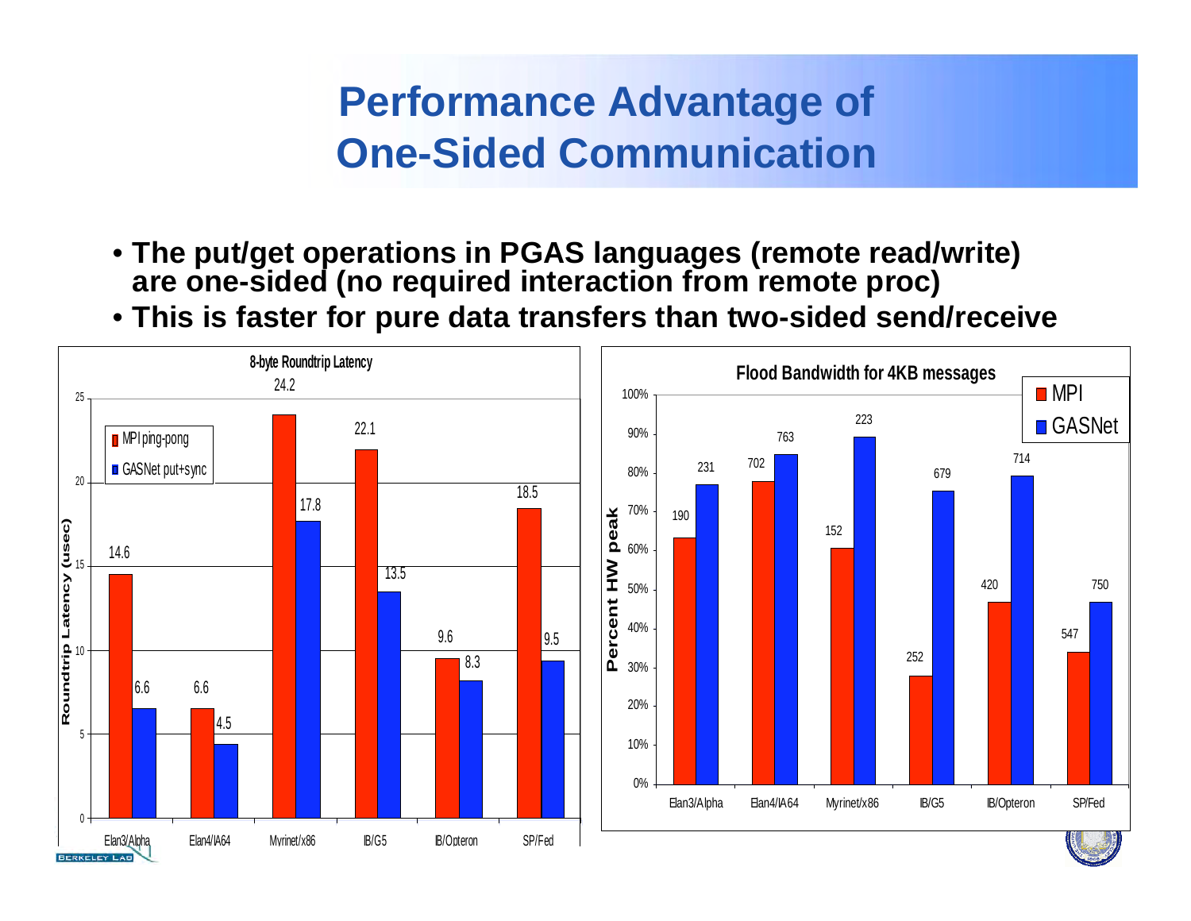# Performance Advantage of One-Sided Communication

- **The put/get operations in PGAS languages (remote read/write) are one-sided (no required interaction from remote proc)**
- **This is faster for pure data transfers than two-sided send/receive**

**8-byte Roundtrip Latency**

Roundtrip Latency (usec)

| | MPI ping-pong | GASNet put+sync |
|---|---|---|
| Elan3/Alpha | 14.6 | 6.6 |
| Elan4/IA64 | 6.6 | 4.5 |
| Myrinet/x86 | 24.2 | 17.8 |
| IB/G5 | 22.1 | 13.5 |
| IB/Opteron | 9.6 | 8.3 |
| SP/Fed | 18.5 | 9.5 |

**Flood Bandwidth for 4KB messages**

Percent HW peak (bar labels show bandwidth values)

| | MPI | GASNet |
|---|---|---|
| Elan3/Alpha | 190 | 231 |
| Elan4/IA64 | 702 | 763 |
| Myrinet/x86 | 152 | 223 |
| IB/G5 | 252 | 679 |
| IB/Opteron | 420 | 714 |
| SP/Fed | 547 | 750 |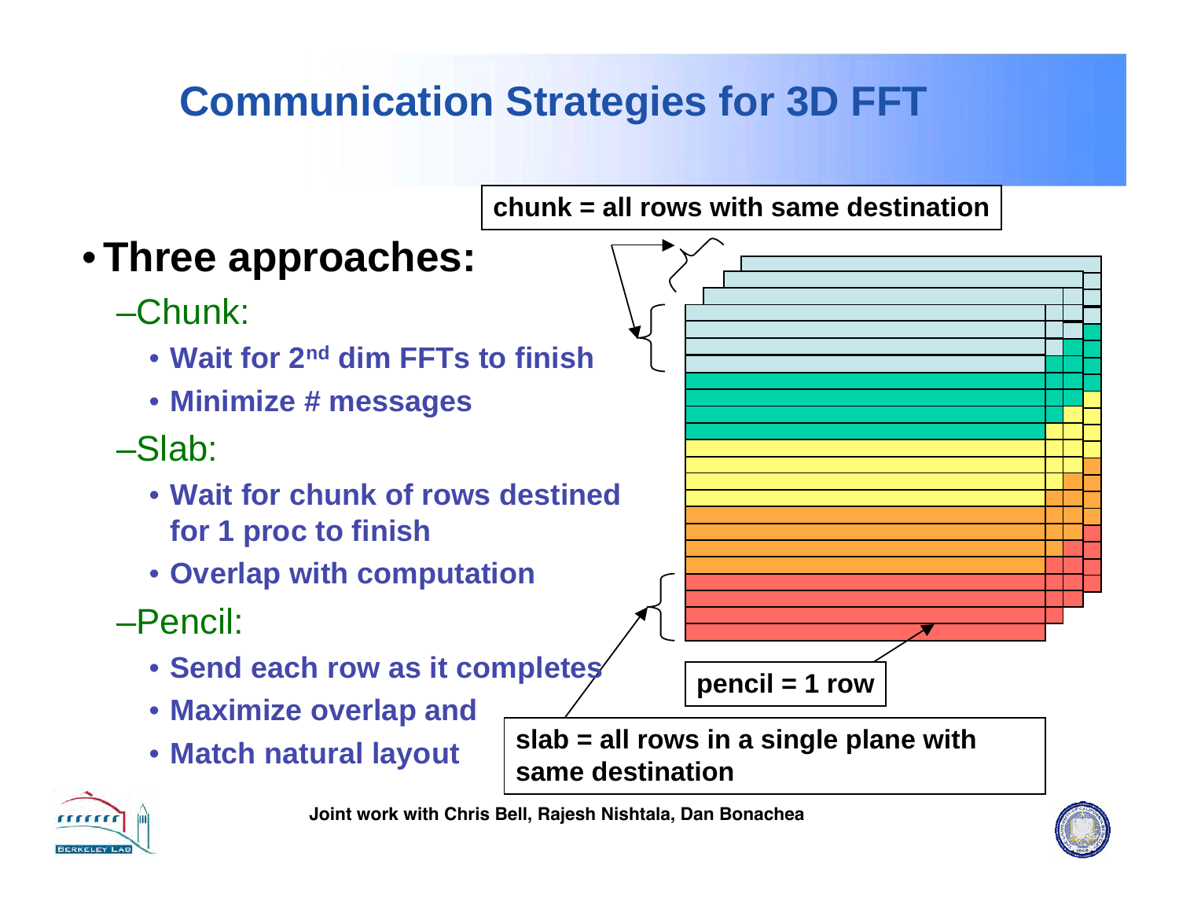# Communication Strategies for 3D FFT

- **Three approaches:**
  - –Chunk:
    - **Wait for 2nd dim FFTs to finish**
    - **Minimize # messages**
  - –Slab:
    - **Wait for chunk of rows destined for 1 proc to finish**
    - **Overlap with computation**
  - –Pencil:
    - **Send each row as it completes**
    - **Maximize overlap and**
    - **Match natural layout**

**chunk = all rows with same destination**

**pencil = 1 row**

**slab = all rows in a single plane with same destination**

**Joint work with Chris Bell, Rajesh Nishtala, Dan Bonachea**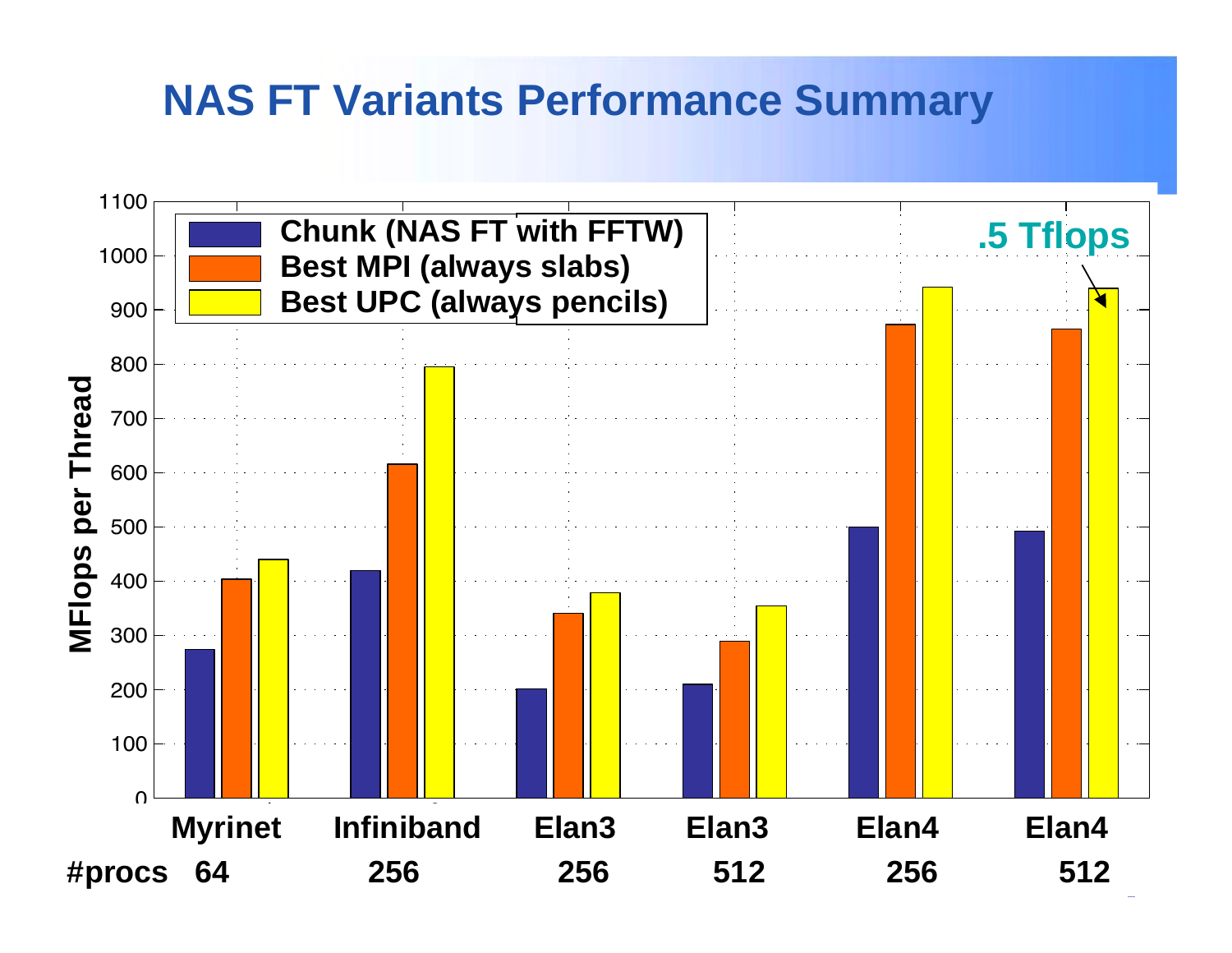# NAS FT Variants Performance Summary

- Chunk (NAS FT with FFTW)
- Best MPI (always slabs)
- Best UPC (always pencils)

.5 Tflops

MFlops per Thread

| Network | #procs | Chunk (NAS FT with FFTW) | Best MPI (always slabs) | Best UPC (always pencils) |
| --- | --- | --- | --- | --- |
| Myrinet | 64 | ~275 | ~405 | ~440 |
| Infiniband | 256 | ~420 | ~615 | ~795 |
| Elan3 | 256 | ~200 | ~340 | ~380 |
| Elan3 | 512 | ~210 | ~290 | ~355 |
| Elan4 | 256 | ~500 | ~875 | ~940 |
| Elan4 | 512 | ~495 | ~865 | ~940 |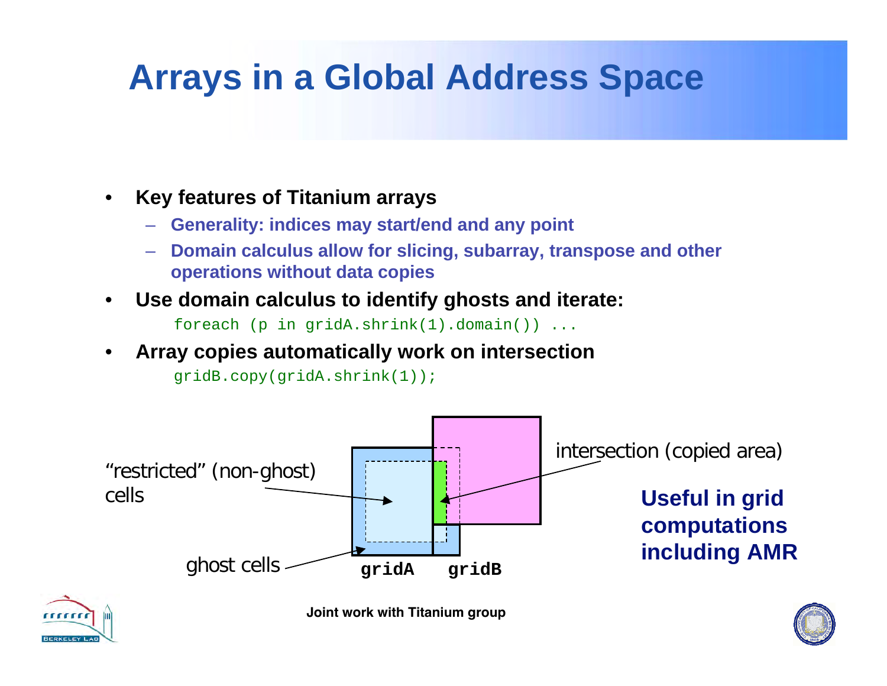# Arrays in a Global Address Space

- **Key features of Titanium arrays**
  - **Generality: indices may start/end and any point**
  - **Domain calculus allow for slicing, subarray, transpose and other operations without data copies**
- **Use domain calculus to identify ghosts and iterate:**

```
foreach (p in gridA.shrink(1).domain()) ...
```

- **Array copies automatically work on intersection**

```
gridB.copy(gridA.shrink(1));
```

"restricted" (non-ghost) cells

ghost cells

intersection (copied area)

**gridA** **gridB**

**Useful in grid computations including AMR**

**Joint work with Titanium group**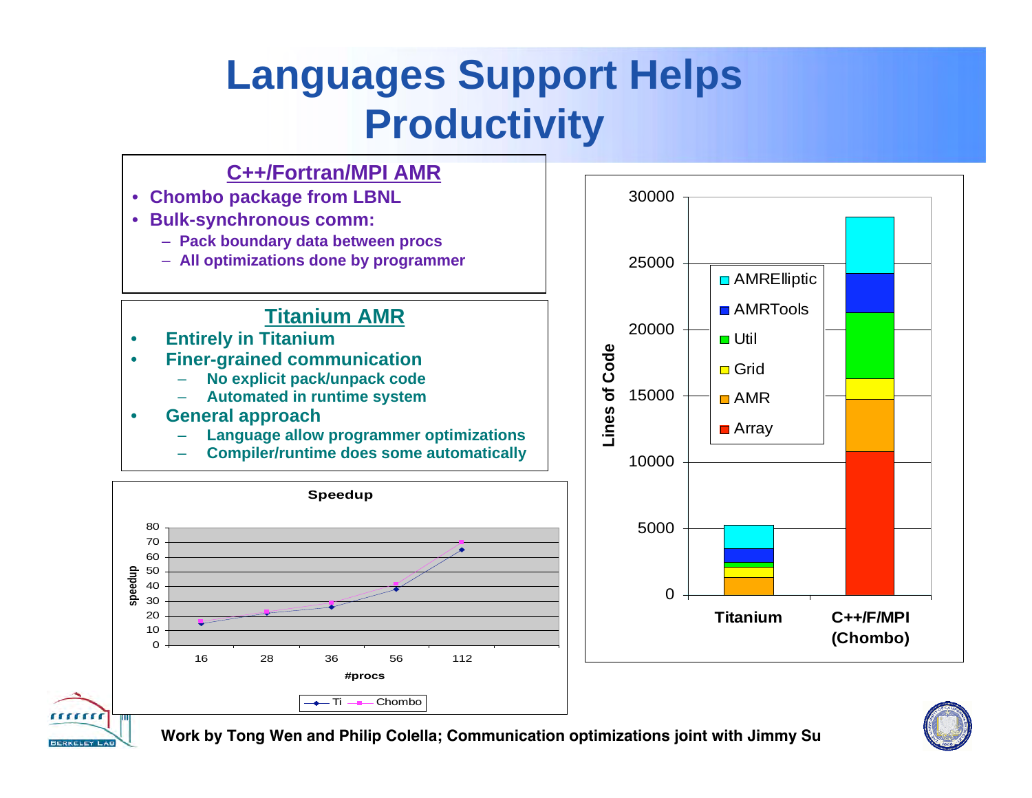# Languages Support Helps Productivity

**C++/Fortran/MPI AMR**

- **Chombo package from LBNL**
- **Bulk-synchronous comm:**
  - **Pack boundary data between procs**
  - **All optimizations done by programmer**

**Titanium AMR**

- **Entirely in Titanium**
- **Finer-grained communication**
  - **No explicit pack/unpack code**
  - **Automated in runtime system**
- **General approach**
  - **Language allow programmer optimizations**
  - **Compiler/runtime does some automatically**

**Speedup**

| #procs | Ti | Chombo |
|---|---|---|
| 16 | 15 | 16 |
| 28 | 22 | 23 |
| 36 | 26 | 28 |
| 56 | 38 | 41 |
| 112 | 65 | 70 |

**Lines of Code** (stacked: AMRElliptic, AMRTools, Util, Grid, AMR, Array)

| | Titanium | C++/F/MPI (Chombo) |
|---|---|---|
| Total (approx.) | ~5200 | ~28500 |

**Work by Tong Wen and Philip Colella; Communication optimizations joint with Jimmy Su**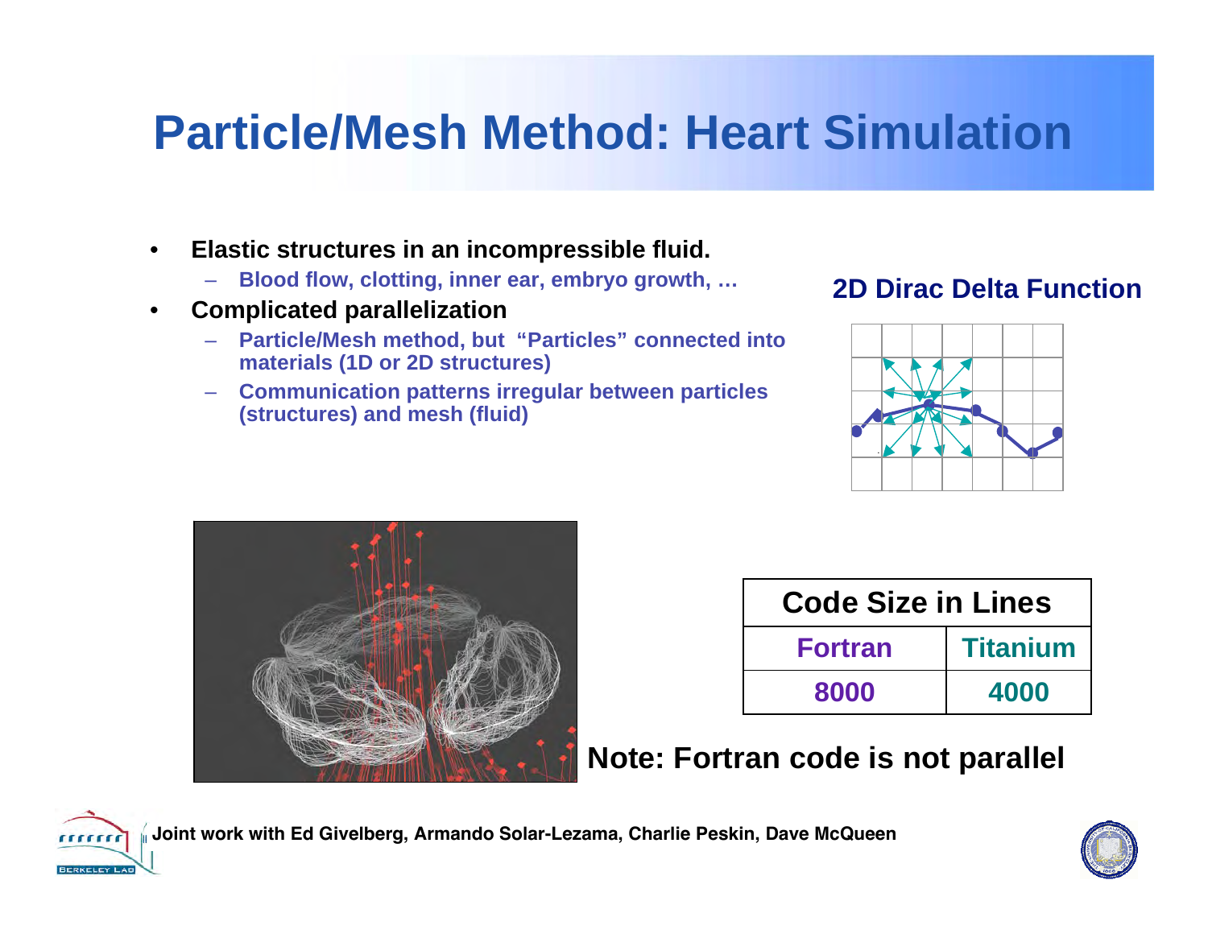# Particle/Mesh Method: Heart Simulation

- **Elastic structures in an incompressible fluid.**
  - **Blood flow, clotting, inner ear, embryo growth, …**
- **Complicated parallelization**
  - **Particle/Mesh method, but "Particles" connected into materials (1D or 2D structures)**
  - **Communication patterns irregular between particles (structures) and mesh (fluid)**

**2D Dirac Delta Function**

| Code Size in Lines | |
|---|---|
| **Fortran** | **Titanium** |
| **8000** | **4000** |

**Note: Fortran code is not parallel**

**Joint work with Ed Givelberg, Armando Solar-Lezama, Charlie Peskin, Dave McQueen**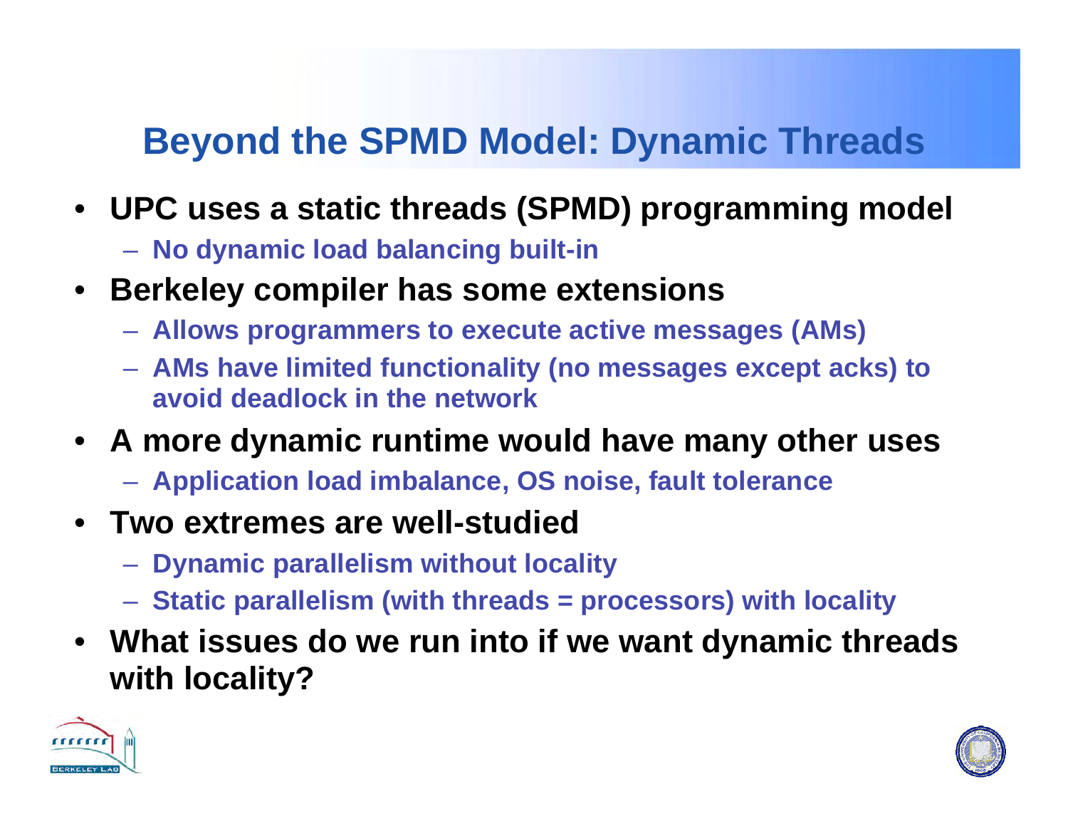# Beyond the SPMD Model: Dynamic Threads

- UPC uses a static threads (SPMD) programming model
  - No dynamic load balancing built-in
- Berkeley compiler has some extensions
  - Allows programmers to execute active messages (AMs)
  - AMs have limited functionality (no messages except acks) to avoid deadlock in the network
- A more dynamic runtime would have many other uses
  - Application load imbalance, OS noise, fault tolerance
- Two extremes are well-studied
  - Dynamic parallelism without locality
  - Static parallelism (with threads = processors) with locality
- What issues do we run into if we want dynamic threads with locality?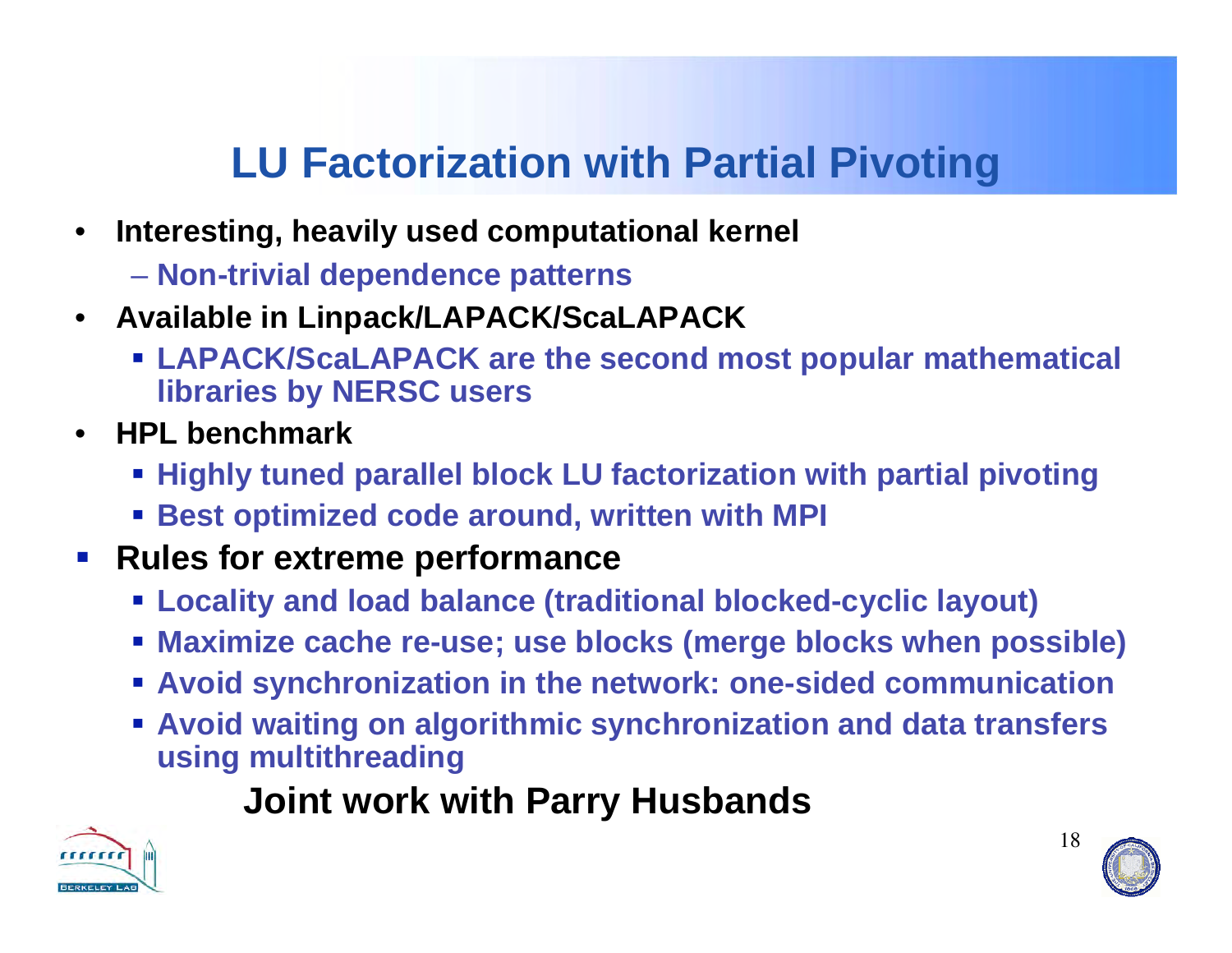# LU Factorization with Partial Pivoting

- **Interesting, heavily used computational kernel**
  - **Non-trivial dependence patterns**
- **Available in Linpack/LAPACK/ScaLAPACK**
  - **LAPACK/ScaLAPACK are the second most popular mathematical libraries by NERSC users**
- **HPL benchmark**
  - **Highly tuned parallel block LU factorization with partial pivoting**
  - **Best optimized code around, written with MPI**
- **Rules for extreme performance**
  - **Locality and load balance (traditional blocked-cyclic layout)**
  - **Maximize cache re-use; use blocks (merge blocks when possible)**
  - **Avoid synchronization in the network: one-sided communication**
  - **Avoid waiting on algorithmic synchronization and data transfers using multithreading**

**Joint work with Parry Husbands**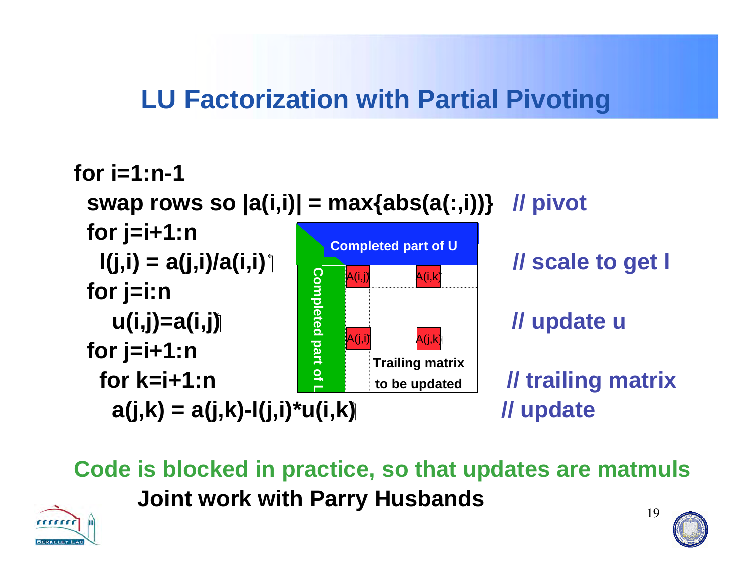# LU Factorization with Partial Pivoting

```
for i=1:n-1
  swap rows so |a(i,i)| = max{abs(a(:,i))}   // pivot
  for j=i+1:n
    l(j,i) = a(j,i)/a(i,i)                   // scale to get l
  for j=i:n
     u(i,j)=a(i,j)                           // update u
  for j=i+1:n
    for k=i+1:n                              // trailing matrix
     a(j,k) = a(j,k)-l(j,i)*u(i,k)           // update
```

Completed part of U

Completed part of L

A(i,j) A(i,k)

A(j,i) A(j,k)

Trailing matrix to be updated

**Code is blocked in practice, so that updates are matmuls**

**Joint work with Parry Husbands**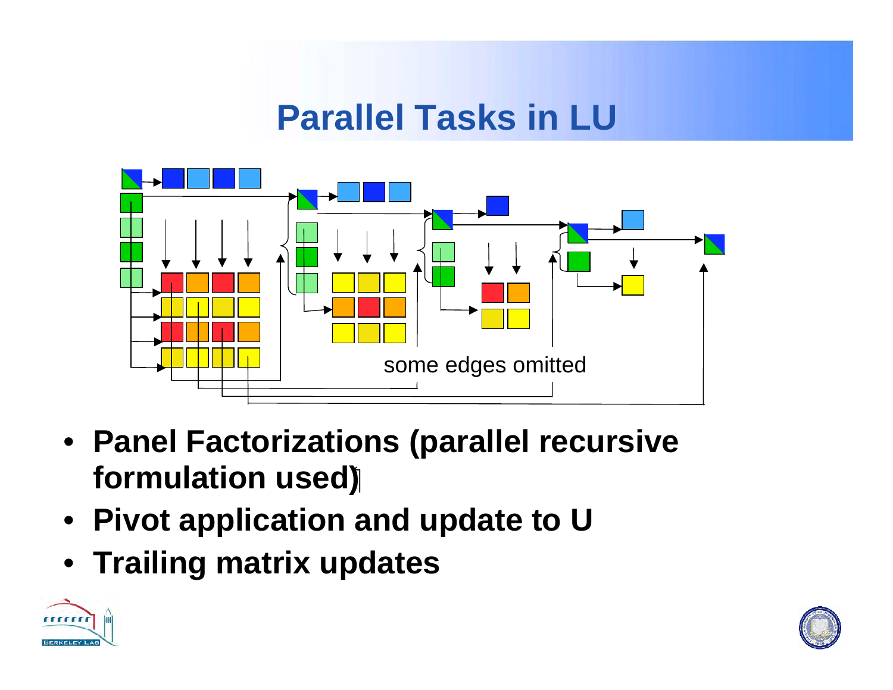# Parallel Tasks in LU

some edges omitted

- **Panel Factorizations (parallel recursive formulation used)**
- **Pivot application and update to U**
- **Trailing matrix updates**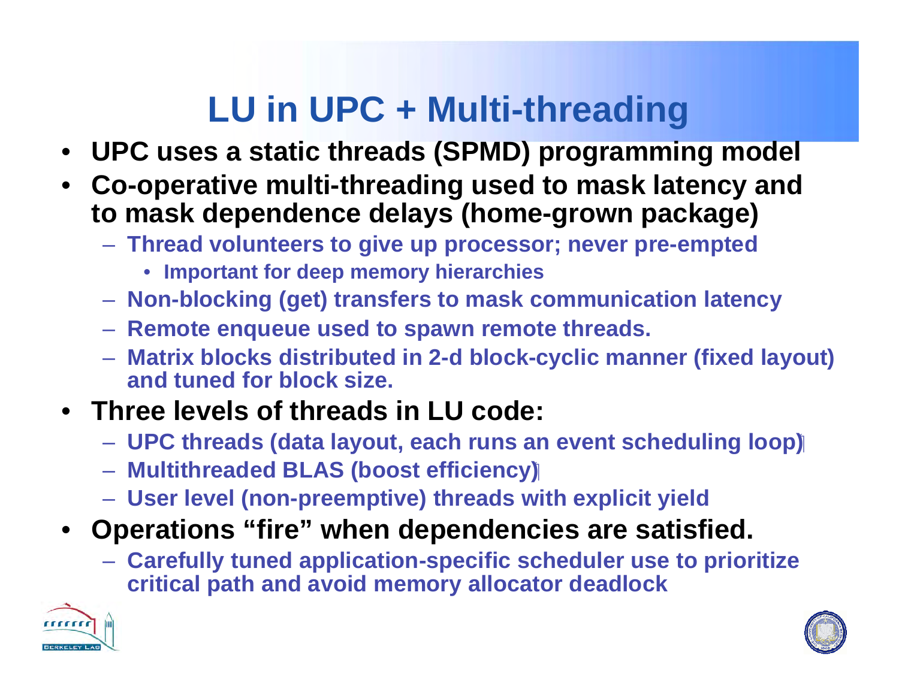# LU in UPC + Multi-threading

- UPC uses a static threads (SPMD) programming model
- Co-operative multi-threading used to mask latency and to mask dependence delays (home-grown package)
  - Thread volunteers to give up processor; never pre-empted
    - Important for deep memory hierarchies
  - Non-blocking (get) transfers to mask communication latency
  - Remote enqueue used to spawn remote threads.
  - Matrix blocks distributed in 2-d block-cyclic manner (fixed layout) and tuned for block size.
- Three levels of threads in LU code:
  - UPC threads (data layout, each runs an event scheduling loop)
  - Multithreaded BLAS (boost efficiency)
  - User level (non-preemptive) threads with explicit yield
- Operations “fire” when dependencies are satisfied.
  - Carefully tuned application-specific scheduler use to prioritize critical path and avoid memory allocator deadlock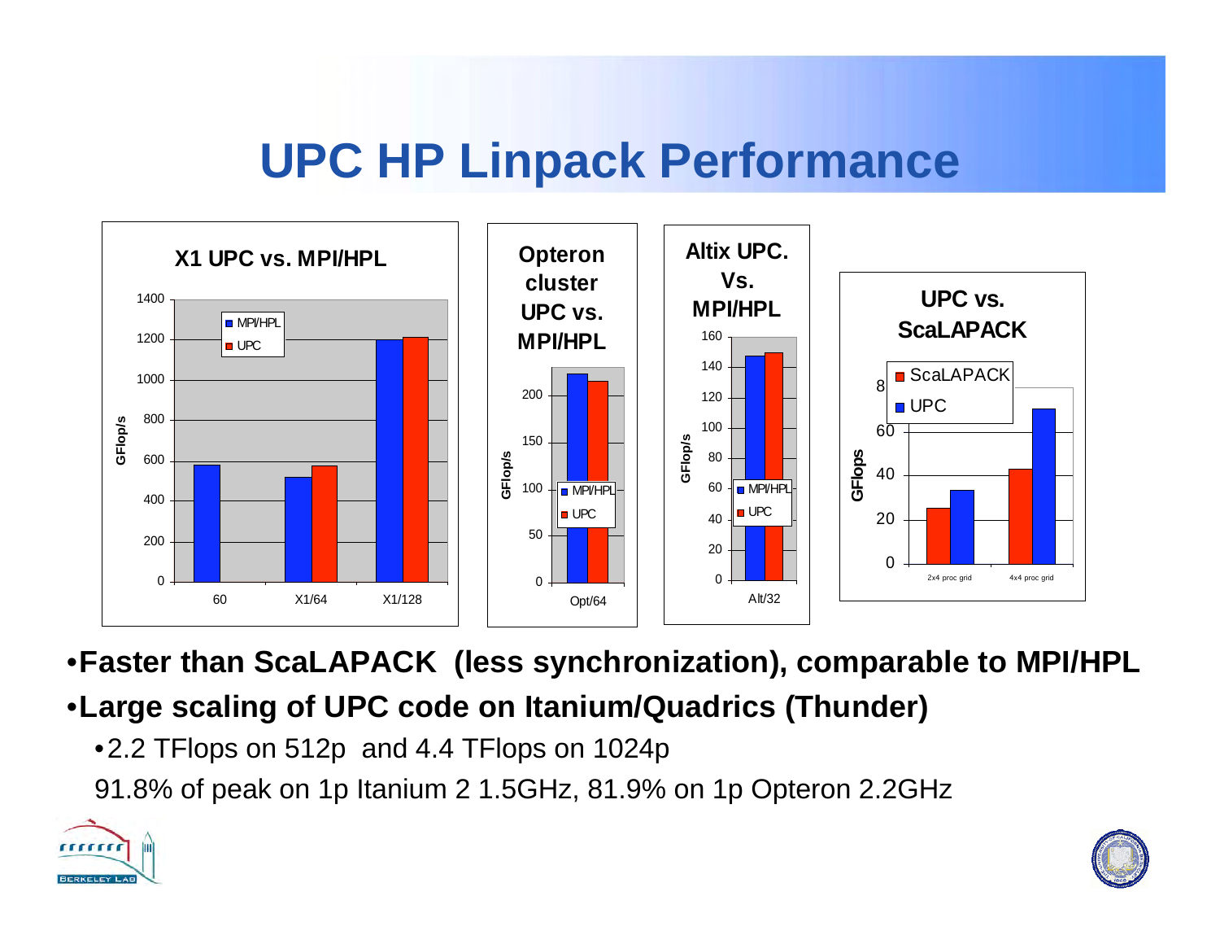# UPC HP Linpack Performance

**X1 UPC vs. MPI/HPL**

**Opteron cluster UPC vs. MPI/HPL**

**Altix UPC. Vs. MPI/HPL**

**UPC vs. ScaLAPACK**

- **Faster than ScaLAPACK (less synchronization), comparable to MPI/HPL**
- **Large scaling of UPC code on Itanium/Quadrics (Thunder)**
  - 2.2 TFlops on 512p and 4.4 TFlops on 1024p

  91.8% of peak on 1p Itanium 2 1.5GHz, 81.9% on 1p Opteron 2.2GHz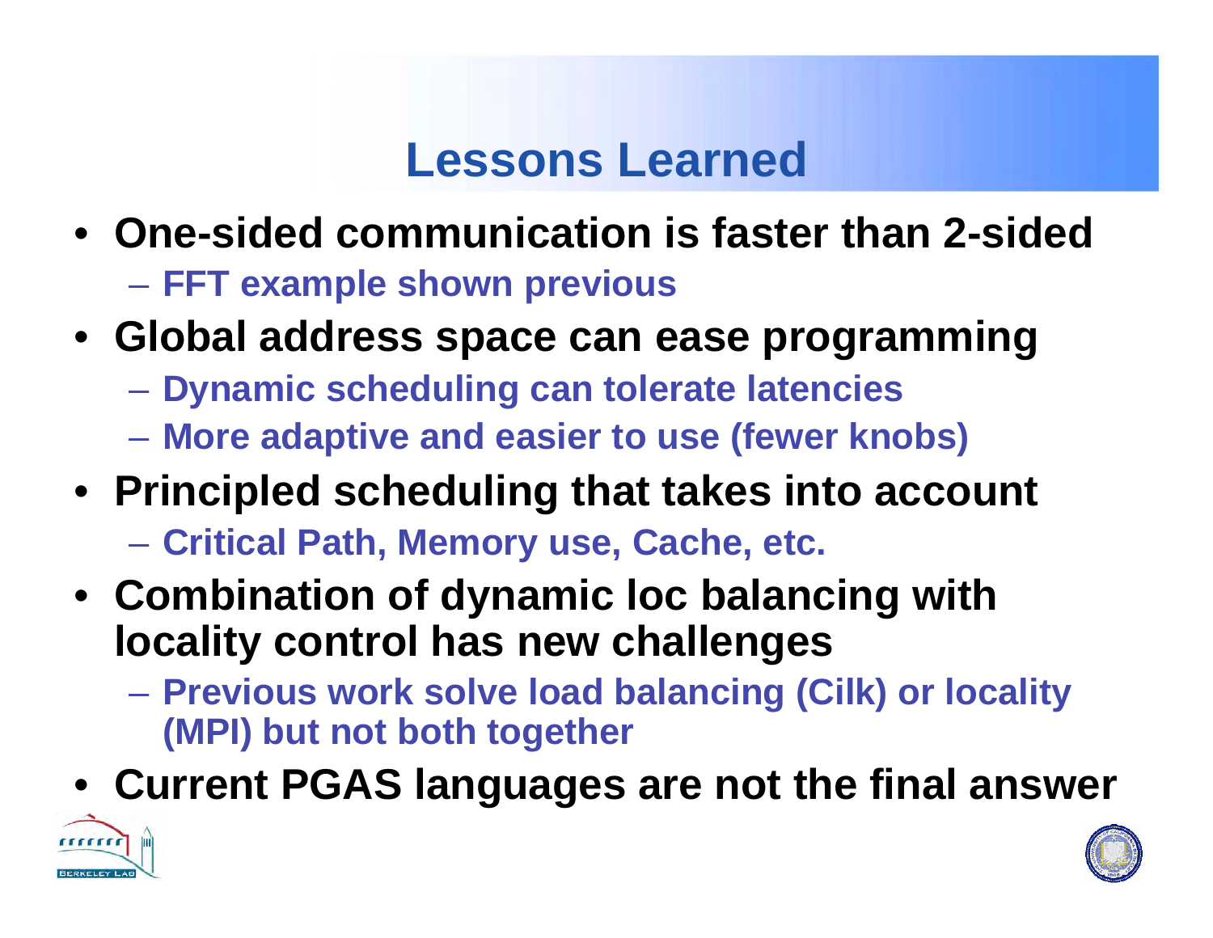# Lessons Learned

- One-sided communication is faster than 2-sided
  - FFT example shown previous
- Global address space can ease programming
  - Dynamic scheduling can tolerate latencies
  - More adaptive and easier to use (fewer knobs)
- Principled scheduling that takes into account
  - Critical Path, Memory use, Cache, etc.
- Combination of dynamic loc balancing with locality control has new challenges
  - Previous work solve load balancing (Cilk) or locality (MPI) but not both together
- Current PGAS languages are not the final answer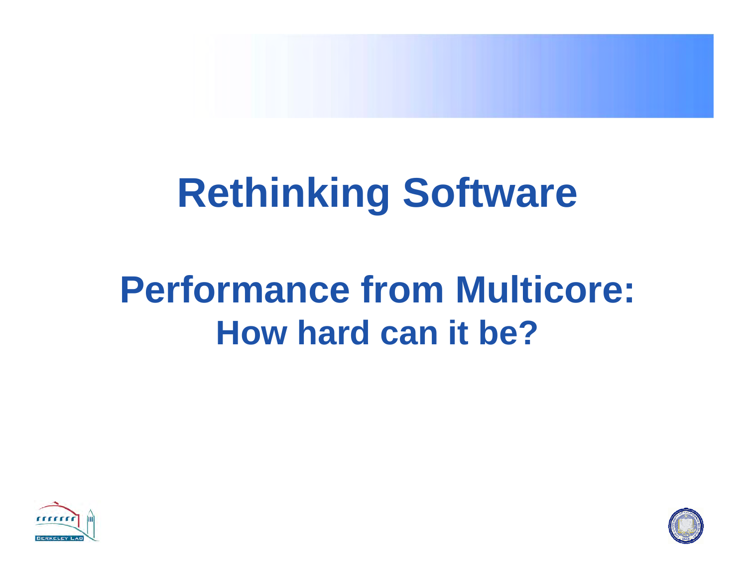# Rethinking Software

## Performance from Multicore:
### How hard can it be?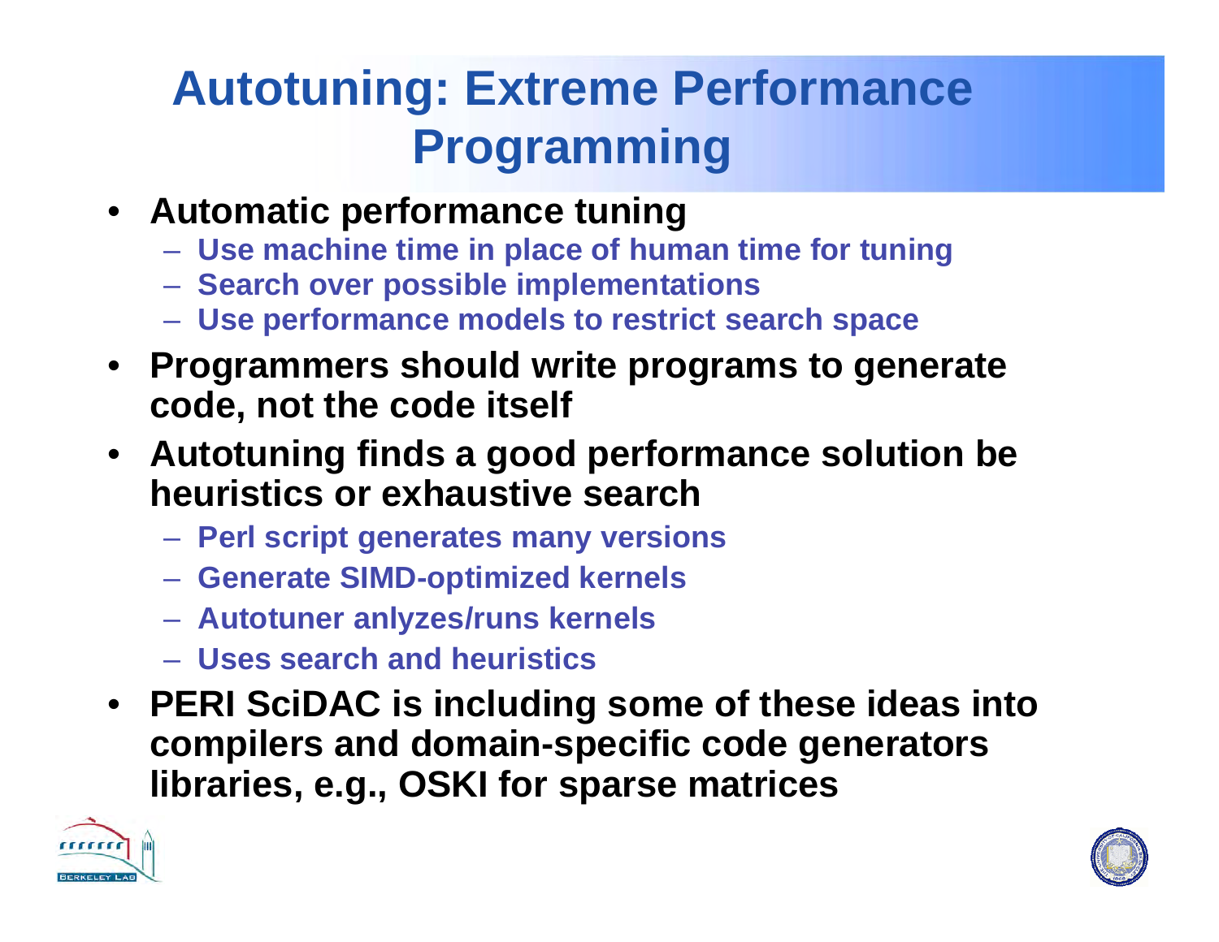# Autotuning: Extreme Performance Programming

- **Automatic performance tuning**
  - Use machine time in place of human time for tuning
  - Search over possible implementations
  - Use performance models to restrict search space
- **Programmers should write programs to generate code, not the code itself**
- **Autotuning finds a good performance solution be heuristics or exhaustive search**
  - Perl script generates many versions
  - Generate SIMD-optimized kernels
  - Autotuner anlyzes/runs kernels
  - Uses search and heuristics
- **PERI SciDAC is including some of these ideas into compilers and domain-specific code generators libraries, e.g., OSKI for sparse matrices**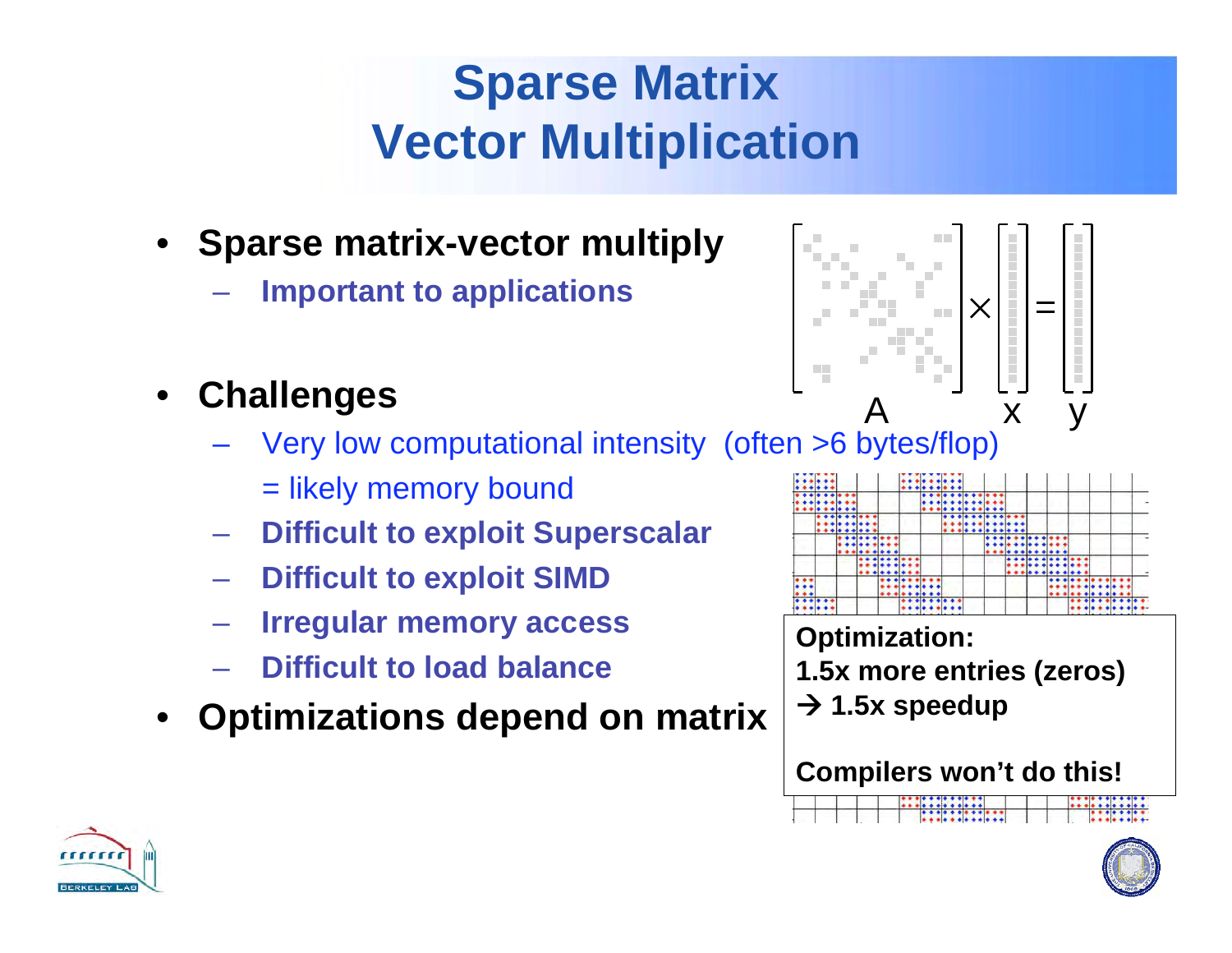# Sparse Matrix Vector Multiplication

- **Sparse matrix-vector multiply**
  - **Important to applications**
- **Challenges**
  - Very low computational intensity (often >6 bytes/flop) = likely memory bound
  - **Difficult to exploit Superscalar**
  - **Difficult to exploit SIMD**
  - **Irregular memory access**
  - **Difficult to load balance**
- **Optimizations depend on matrix**

A × x = y

**Optimization:**
**1.5x more entries (zeros)**
**→ 1.5x speedup**

**Compilers won't do this!**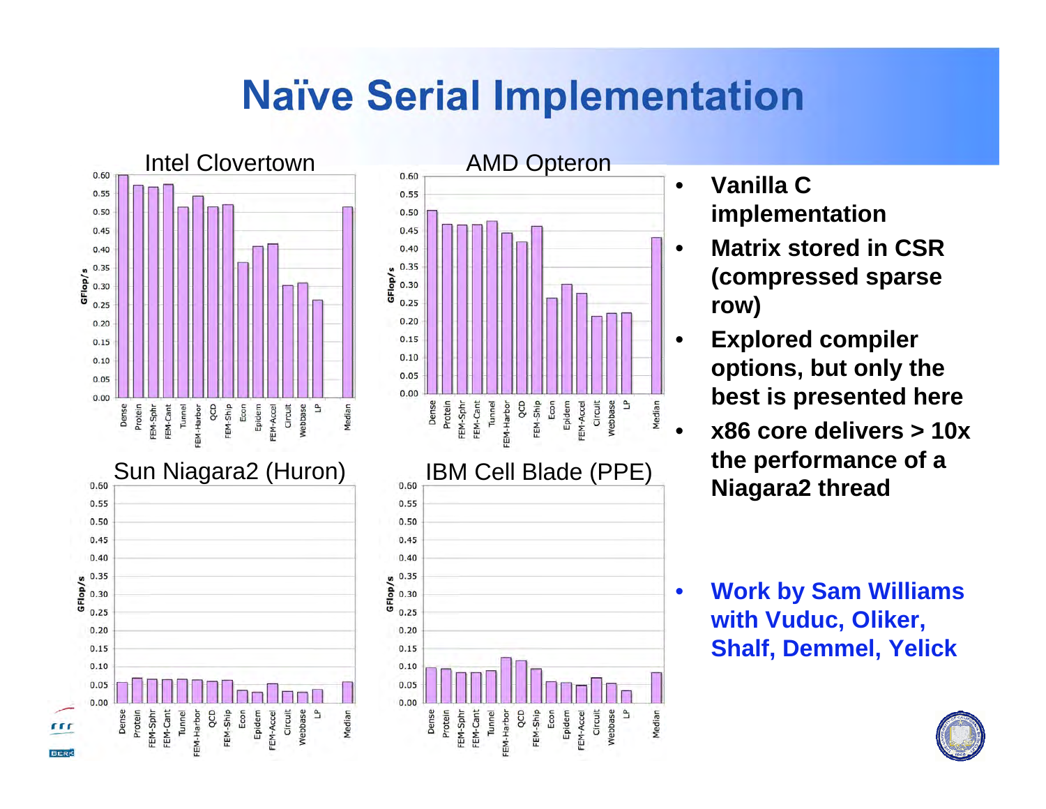# Naïve Serial Implementation

- **Vanilla C implementation**
- **Matrix stored in CSR (compressed sparse row)**
- **Explored compiler options, but only the best is presented here**
- **x86 core delivers > 10x the performance of a Niagara2 thread**

- **Work by Sam Williams with Vuduc, Oliker, Shalf, Demmel, Yelick**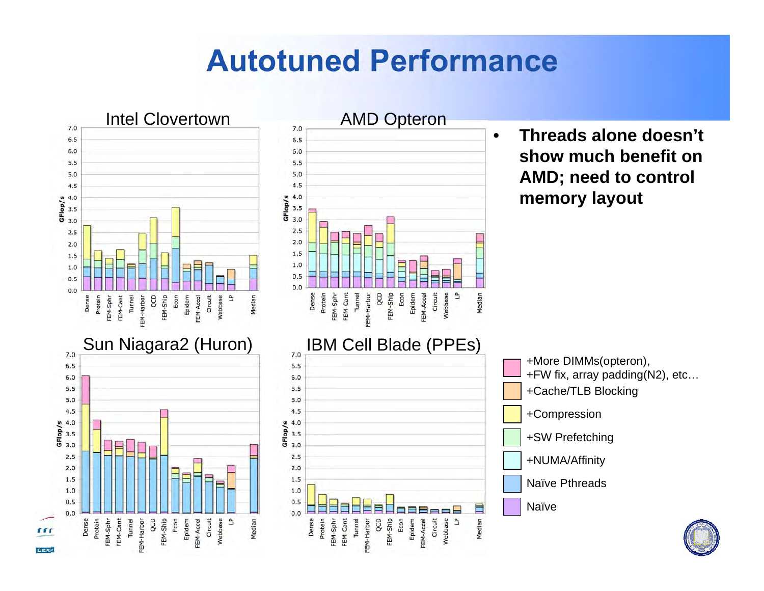# Autotuned Performance

Intel Clovertown

AMD Opteron

Sun Niagara2 (Huron)

IBM Cell Blade (PPEs)

- **Threads alone doesn't show much benefit on AMD; need to control memory layout**

Legend:

- +More DIMMs(opteron), +FW fix, array padding(N2), etc…
- +Cache/TLB Blocking
- +Compression
- +SW Prefetching
- +NUMA/Affinity
- Naïve Pthreads
- Naïve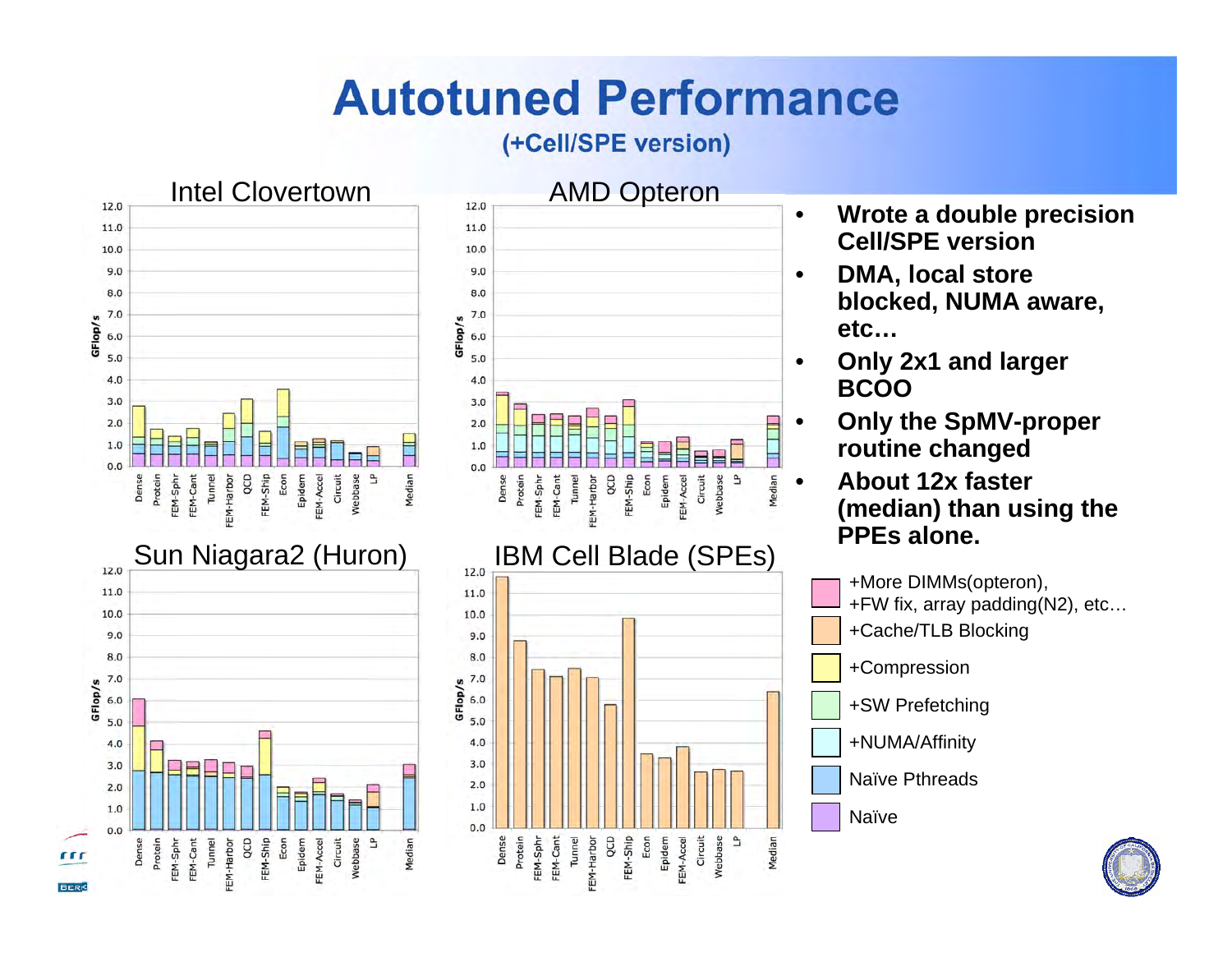# Autotuned Performance

## (+Cell/SPE version)

Intel Clovertown

AMD Opteron

Sun Niagara2 (Huron)

IBM Cell Blade (SPEs)

- **Wrote a double precision Cell/SPE version**
- **DMA, local store blocked, NUMA aware, etc…**
- **Only 2x1 and larger BCOO**
- **Only the SpMV-proper routine changed**
- **About 12x faster (median) than using the PPEs alone.**

Legend:

- +More DIMMs(opteron), +FW fix, array padding(N2), etc…
- +Cache/TLB Blocking
- +Compression
- +SW Prefetching
- +NUMA/Affinity
- Naïve Pthreads
- Naïve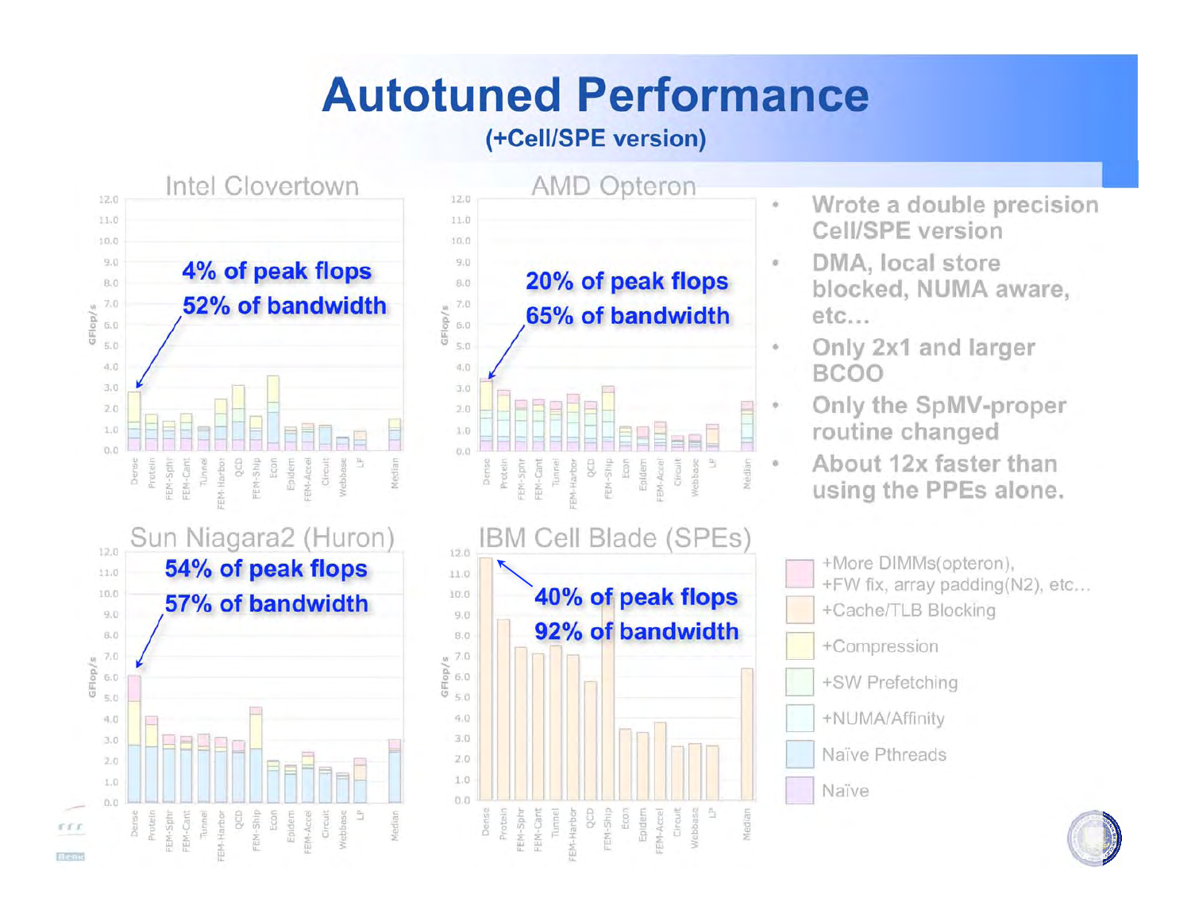# Autotuned Performance

**(+Cell/SPE version)**

## Intel Clovertown

**4% of peak flops**
**52% of bandwidth**

## AMD Opteron

**20% of peak flops**
**65% of bandwidth**

## Sun Niagara2 (Huron)

**54% of peak flops**
**57% of bandwidth**

## IBM Cell Blade (SPEs)

**40% of peak flops**
**92% of bandwidth**

- Wrote a double precision Cell/SPE version
- DMA, local store blocked, NUMA aware, etc…
- Only 2x1 and larger BCOO
- Only the SpMV-proper routine changed
- About 12x faster than using the PPEs alone.

Legend:
- +More DIMMs(opteron), +FW fix, array padding(N2), etc…
- +Cache/TLB Blocking
- +Compression
- +SW Prefetching
- +NUMA/Affinity
- Naïve Pthreads
- Naïve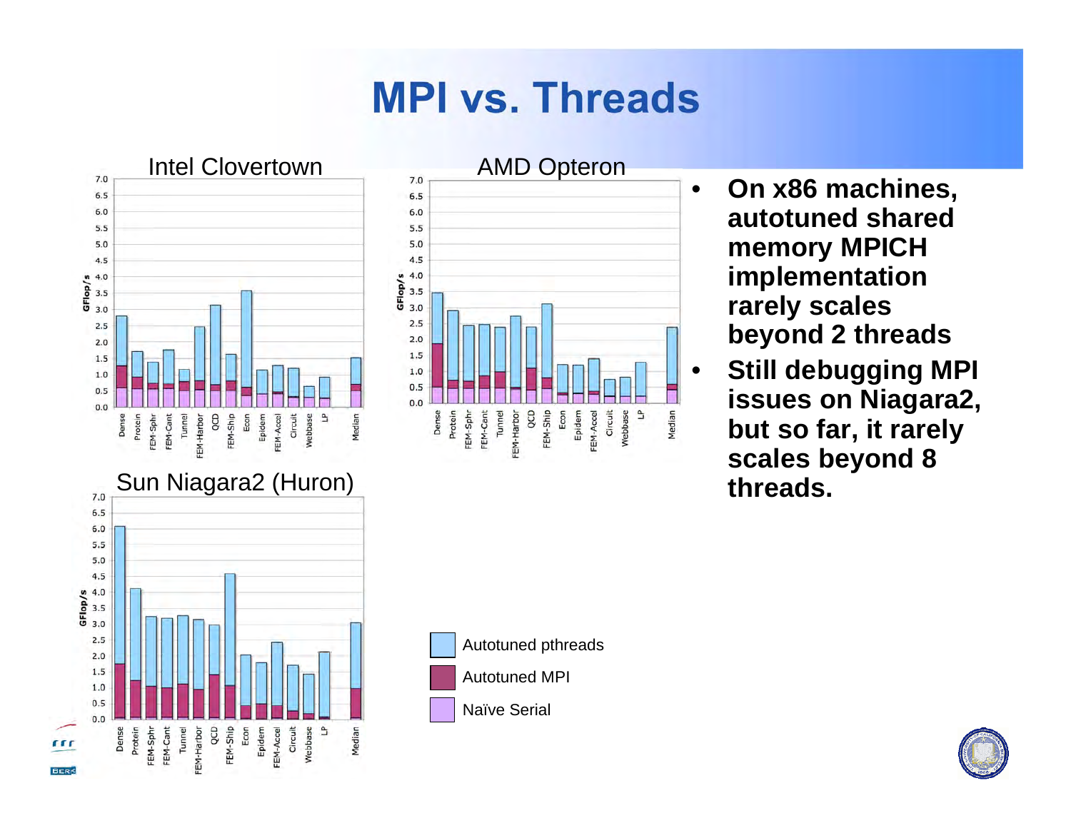# MPI vs. Threads

Intel Clovertown

AMD Opteron

Sun Niagara2 (Huron)

- Autotuned pthreads
- Autotuned MPI
- Naïve Serial

- **On x86 machines, autotuned shared memory MPICH implementation rarely scales beyond 2 threads**
- **Still debugging MPI issues on Niagara2, but so far, it rarely scales beyond 8 threads.**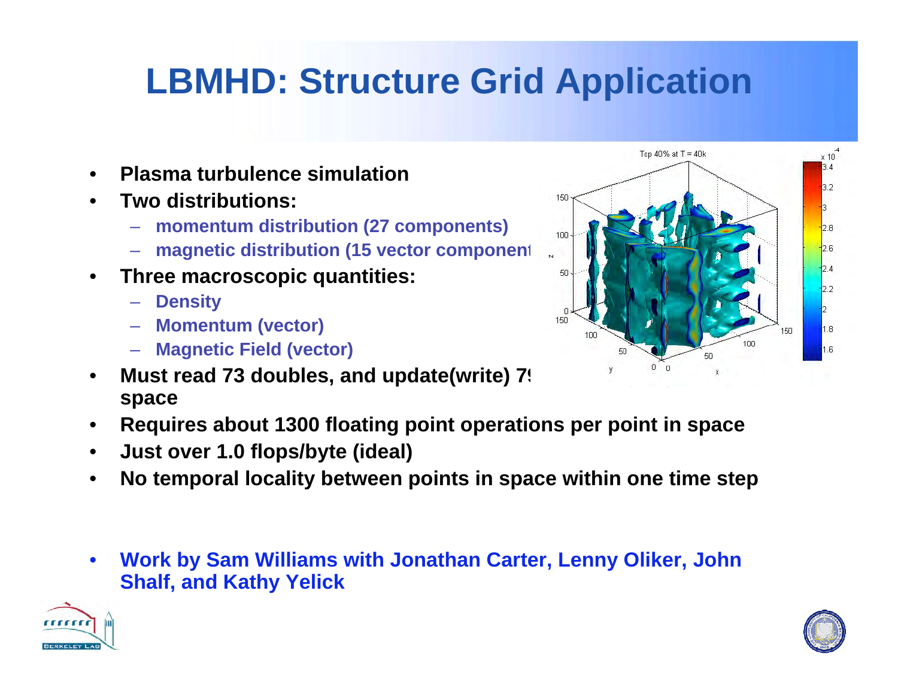# LBMHD: Structure Grid Application

- **Plasma turbulence simulation**
- **Two distributions:**
  - **momentum distribution (27 components)**
  - **magnetic distribution (15 vector component**
- **Three macroscopic quantities:**
  - **Density**
  - **Momentum (vector)**
  - **Magnetic Field (vector)**
- **Must read 73 doubles, and update(write) 7 space**
- **Requires about 1300 floating point operations per point in space**
- **Just over 1.0 flops/byte (ideal)**
- **No temporal locality between points in space within one time step**

- **Work by Sam Williams with Jonathan Carter, Lenny Oliker, John Shalf, and Kathy Yelick**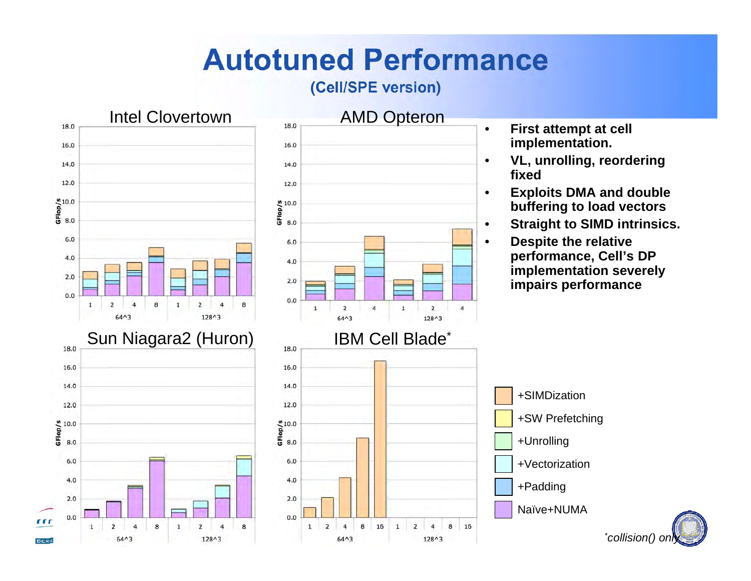# Autotuned Performance

## (Cell/SPE version)

- **First attempt at cell implementation.**
- **VL, unrolling, reordering fixed**
- **Exploits DMA and double buffering to load vectors**
- **Straight to SIMD intrinsics.**
- **Despite the relative performance, Cell's DP implementation severely impairs performance**

Intel Clovertown

AMD Opteron

Sun Niagara2 (Huron)

IBM Cell Blade*

+SIMDization

+SW Prefetching

+Unrolling

+Vectorization

+Padding

Naïve+NUMA

*collision() only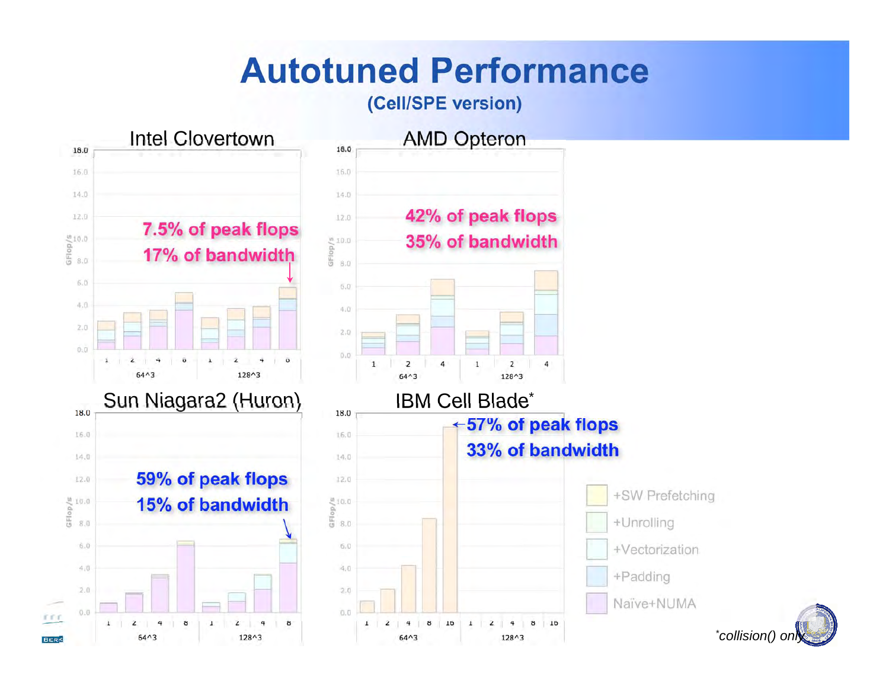# Autotuned Performance

## (Cell/SPE version)

### Intel Clovertown

7.5% of peak flops

17% of bandwidth

### AMD Opteron

42% of peak flops

35% of bandwidth

### Sun Niagara2 (Huron)

59% of peak flops

15% of bandwidth

### IBM Cell Blade*

57% of peak flops

33% of bandwidth

- +SW Prefetching
- +Unrolling
- +Vectorization
- +Padding
- Naïve+NUMA

*collision() only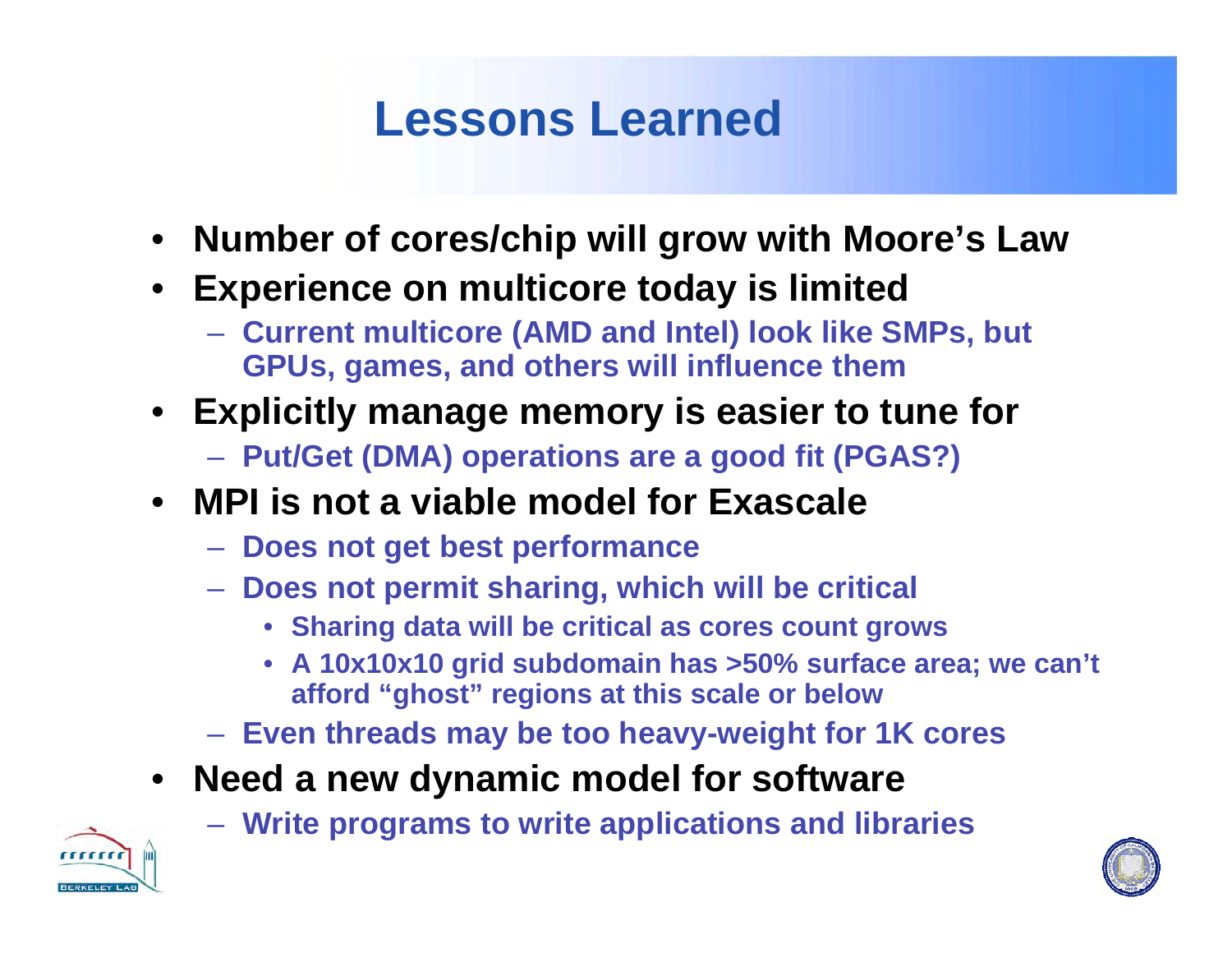# Lessons Learned

- **Number of cores/chip will grow with Moore's Law**
- **Experience on multicore today is limited**
  - **Current multicore (AMD and Intel) look like SMPs, but GPUs, games, and others will influence them**
- **Explicitly manage memory is easier to tune for**
  - **Put/Get (DMA) operations are a good fit (PGAS?)**
- **MPI is not a viable model for Exascale**
  - **Does not get best performance**
  - **Does not permit sharing, which will be critical**
    - **Sharing data will be critical as cores count grows**
    - **A 10x10x10 grid subdomain has >50% surface area; we can't afford "ghost" regions at this scale or below**
  - **Even threads may be too heavy-weight for 1K cores**
- **Need a new dynamic model for software**
  - **Write programs to write applications and libraries**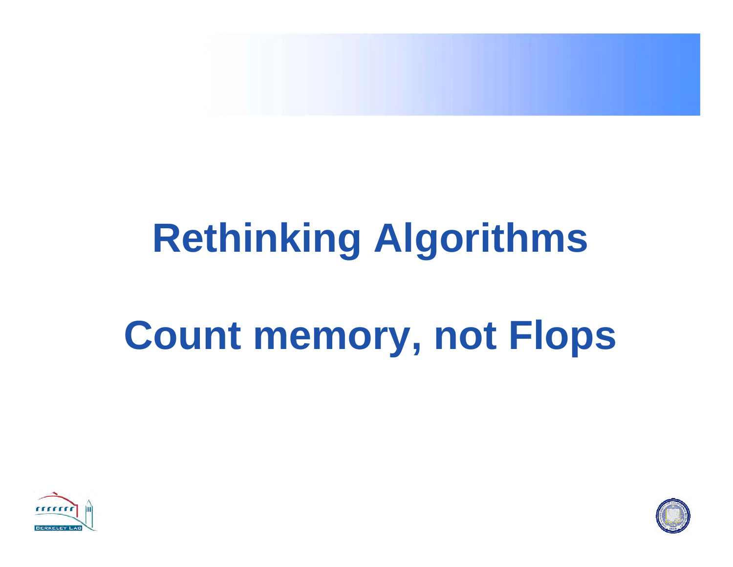# Rethinking Algorithms

# Count memory, not Flops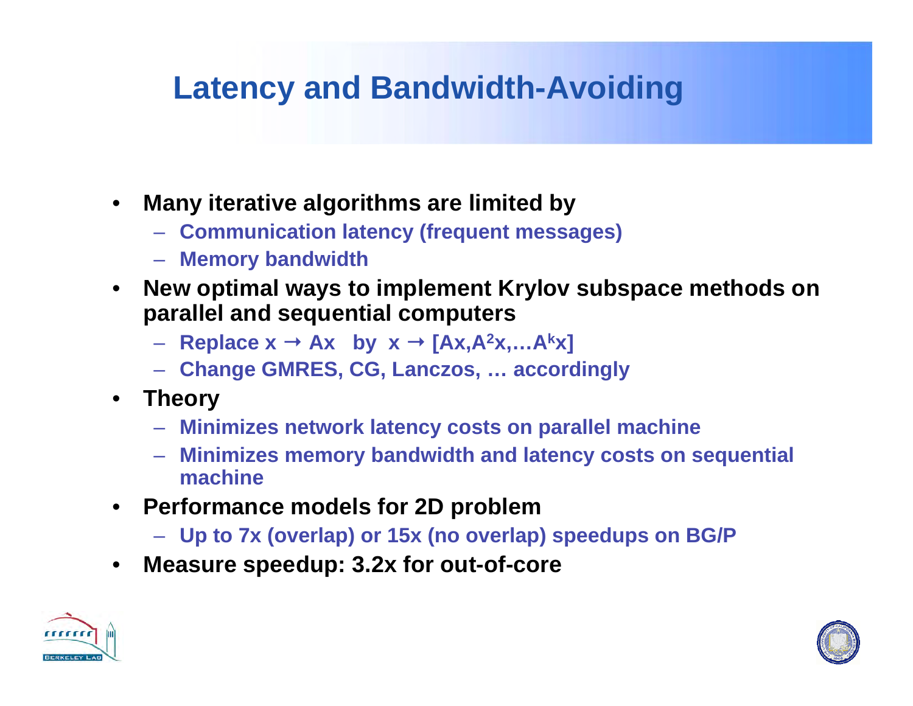# Latency and Bandwidth-Avoiding

- **Many iterative algorithms are limited by**
  - **Communication latency (frequent messages)**
  - **Memory bandwidth**
- **New optimal ways to implement Krylov subspace methods on parallel and sequential computers**
  - **Replace $x \to Ax$ by $x \to [Ax, A^2x, \ldots A^kx]$**
  - **Change GMRES, CG, Lanczos, … accordingly**
- **Theory**
  - **Minimizes network latency costs on parallel machine**
  - **Minimizes memory bandwidth and latency costs on sequential machine**
- **Performance models for 2D problem**
  - **Up to 7x (overlap) or 15x (no overlap) speedups on BG/P**
- **Measure speedup: 3.2x for out-of-core**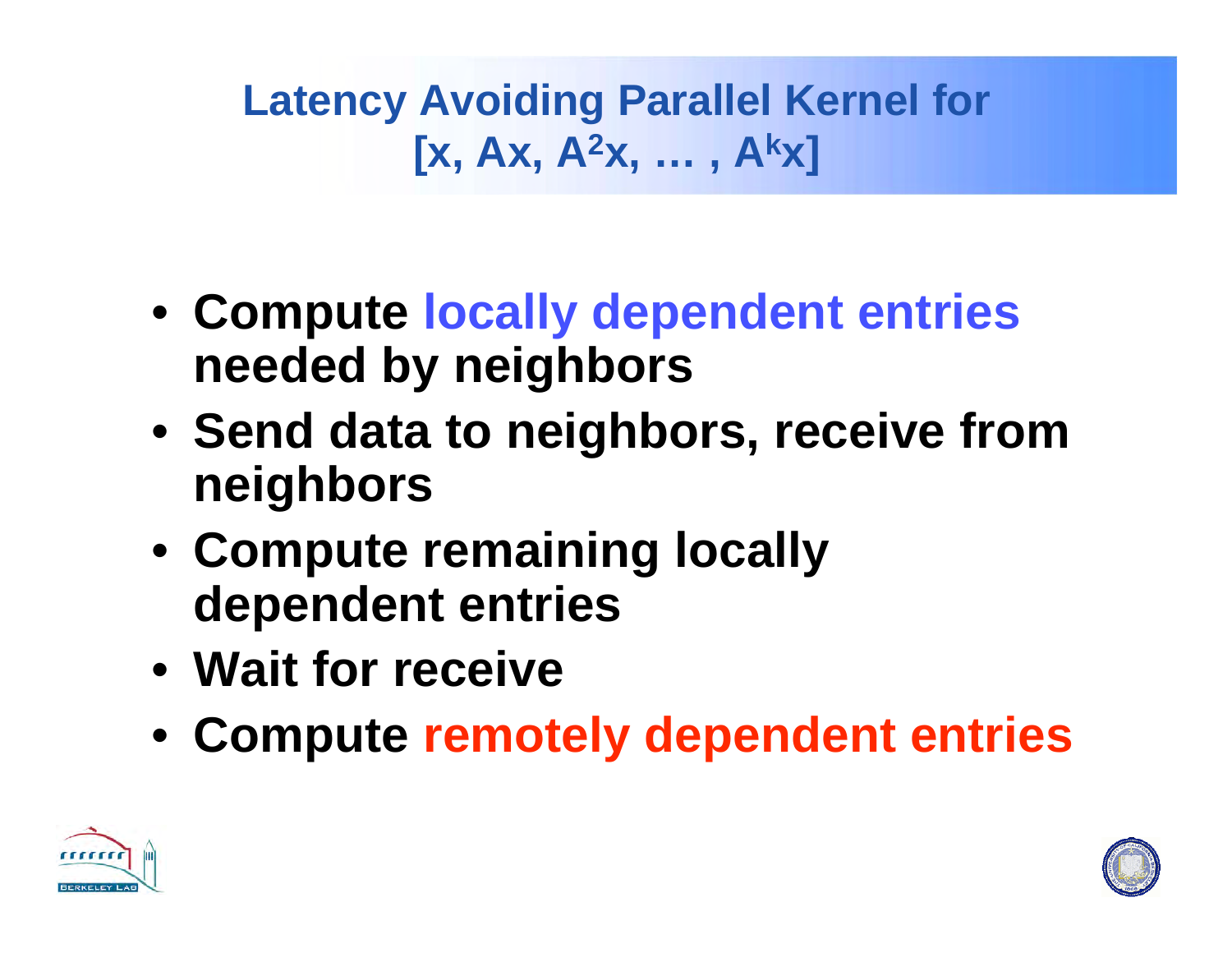# Latency Avoiding Parallel Kernel for $[x, Ax, A^2x, \ldots, A^kx]$

- Compute locally dependent entries needed by neighbors
- Send data to neighbors, receive from neighbors
- Compute remaining locally dependent entries
- Wait for receive
- Compute remotely dependent entries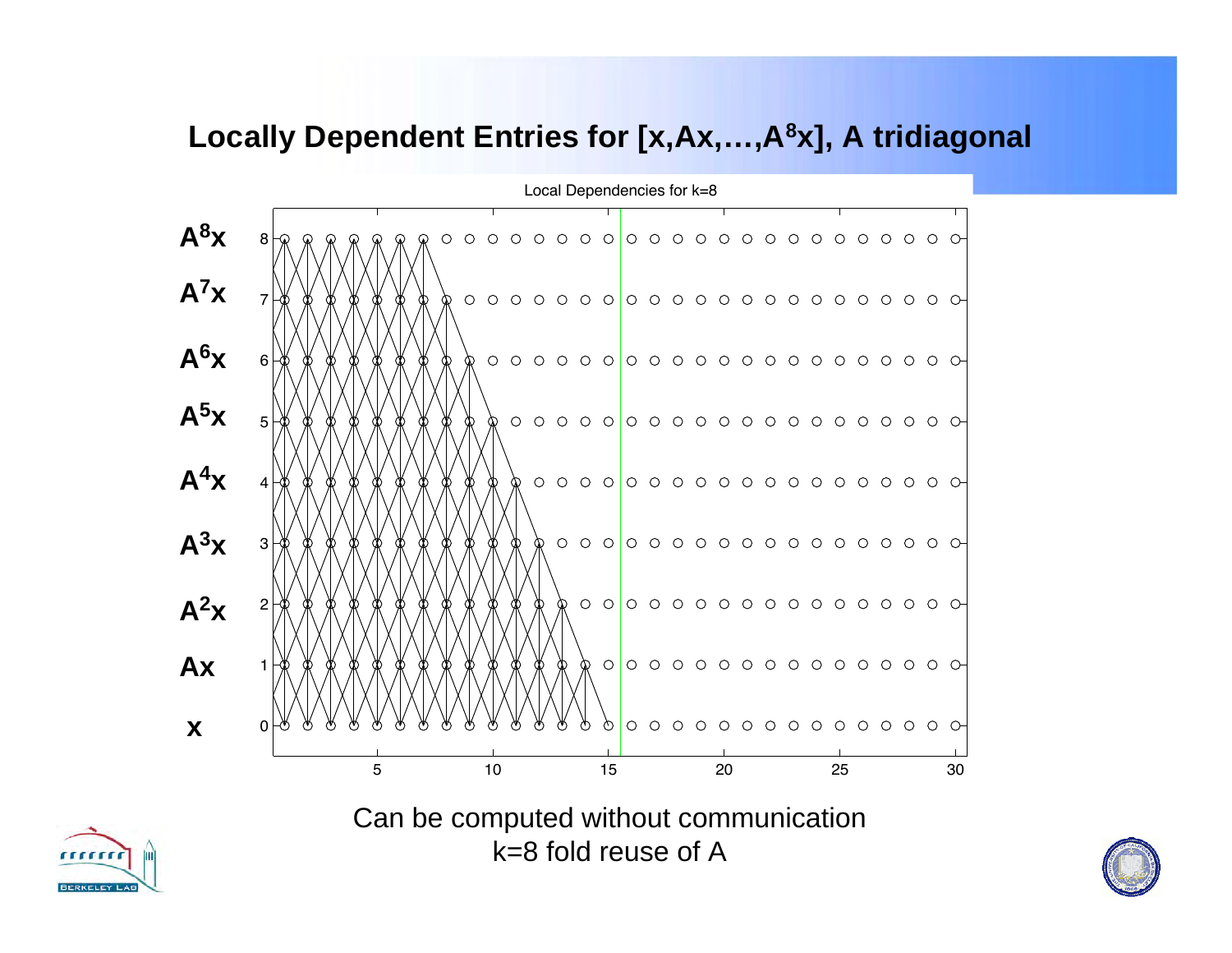# Locally Dependent Entries for $[x, Ax, \ldots, A^8x]$, A tridiagonal

Local Dependencies for k=8

| | |
|---|---|
| $A^8x$ | 8 |
| $A^7x$ | 7 |
| $A^6x$ | 6 |
| $A^5x$ | 5 |
| $A^4x$ | 4 |
| $A^3x$ | 3 |
| $A^2x$ | 2 |
| $Ax$ | 1 |
| $x$ | 0 |

5 10 15 20 25 30

Can be computed without communication

k=8 fold reuse of A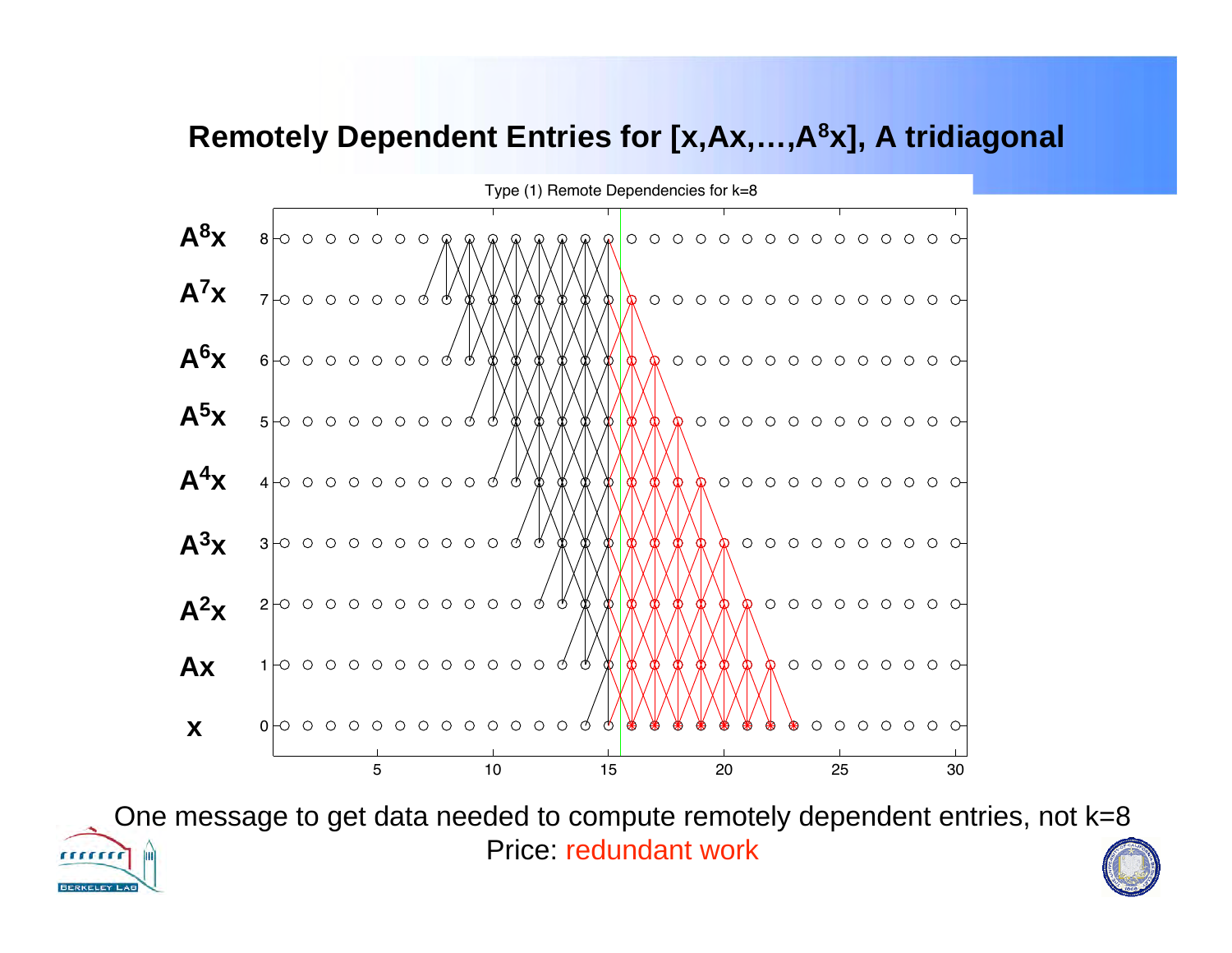# Remotely Dependent Entries for $[x, Ax, \ldots, A^8x]$, A tridiagonal

Type (1) Remote Dependencies for k=8

One message to get data needed to compute remotely dependent entries, not k=8

Price: redundant work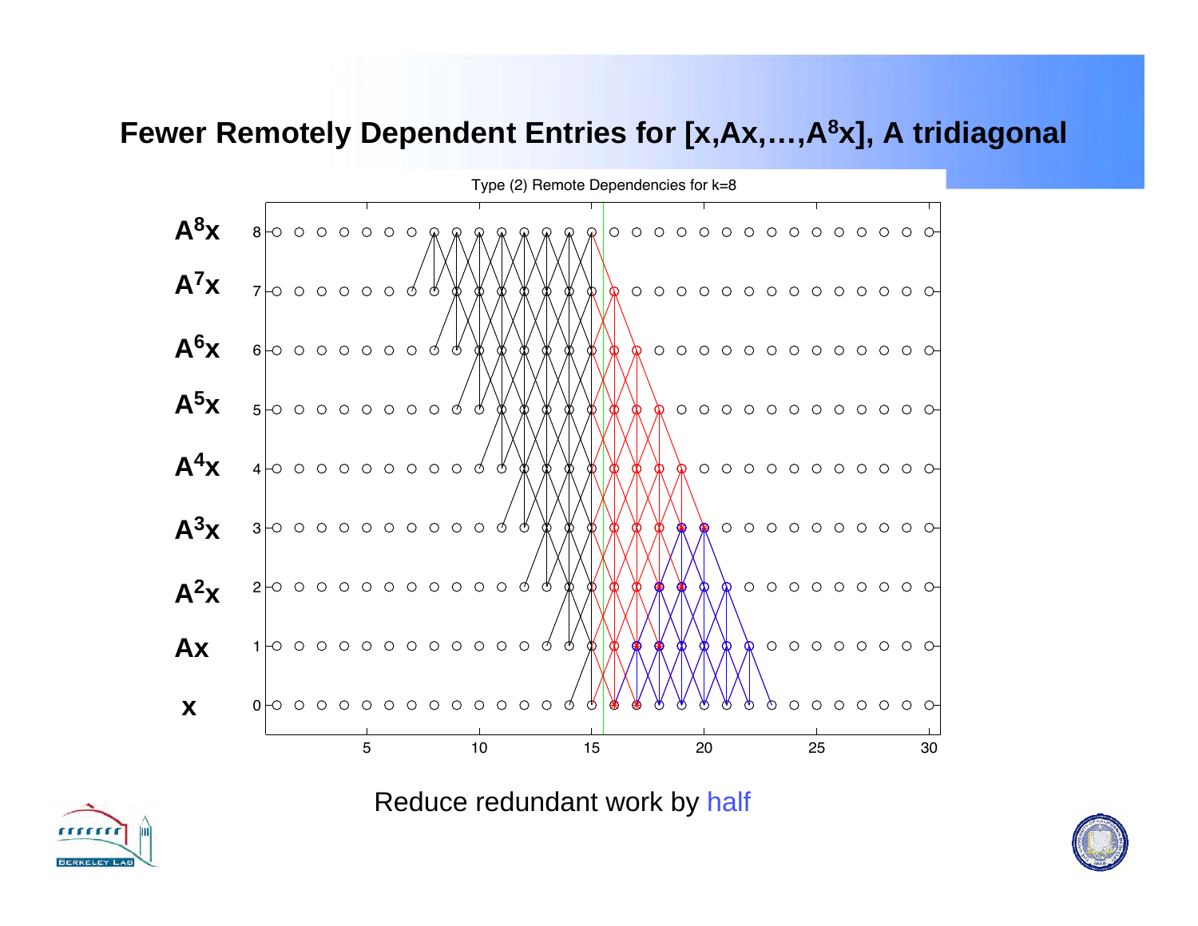# Fewer Remotely Dependent Entries for [x,Ax,…,A⁸x], A tridiagonal

Type (2) Remote Dependencies for k=8

Reduce redundant work by half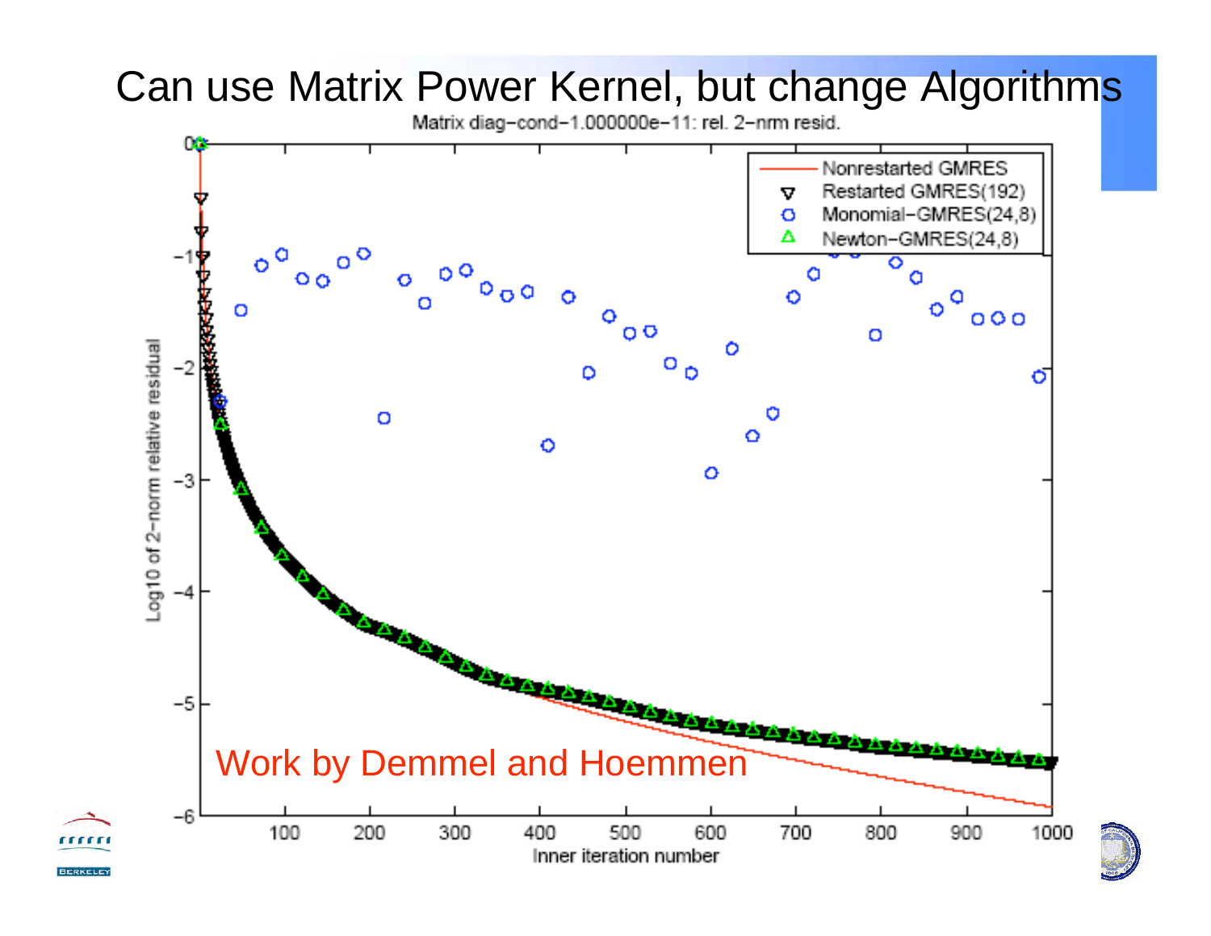# Can use Matrix Power Kernel, but change Algorithms

Matrix diag-cond-1.000000e-11: rel. 2-nrm resid.

Legend:
- Nonrestarted GMRES
- Restarted GMRES(192)
- Monomial-GMRES(24,8)
- Newton-GMRES(24,8)

Y-axis: Log10 of 2-norm relative residual

X-axis: Inner iteration number

Work by Demmel and Hoemmen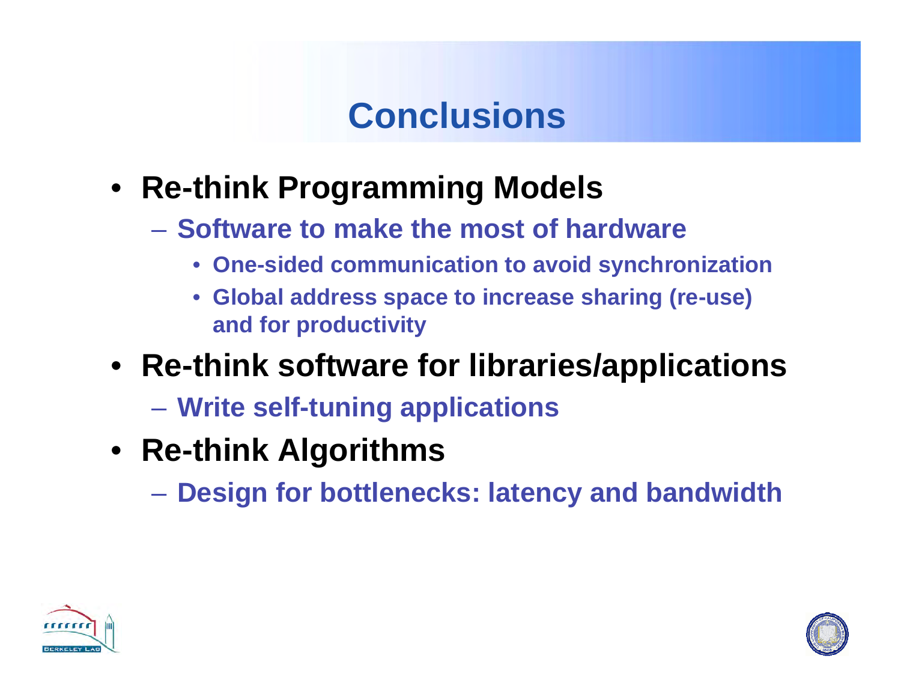# Conclusions

- **Re-think Programming Models**
  - **Software to make the most of hardware**
    - **One-sided communication to avoid synchronization**
    - **Global address space to increase sharing (re-use) and for productivity**
- **Re-think software for libraries/applications**
  - **Write self-tuning applications**
- **Re-think Algorithms**
  - **Design for bottlenecks: latency and bandwidth**